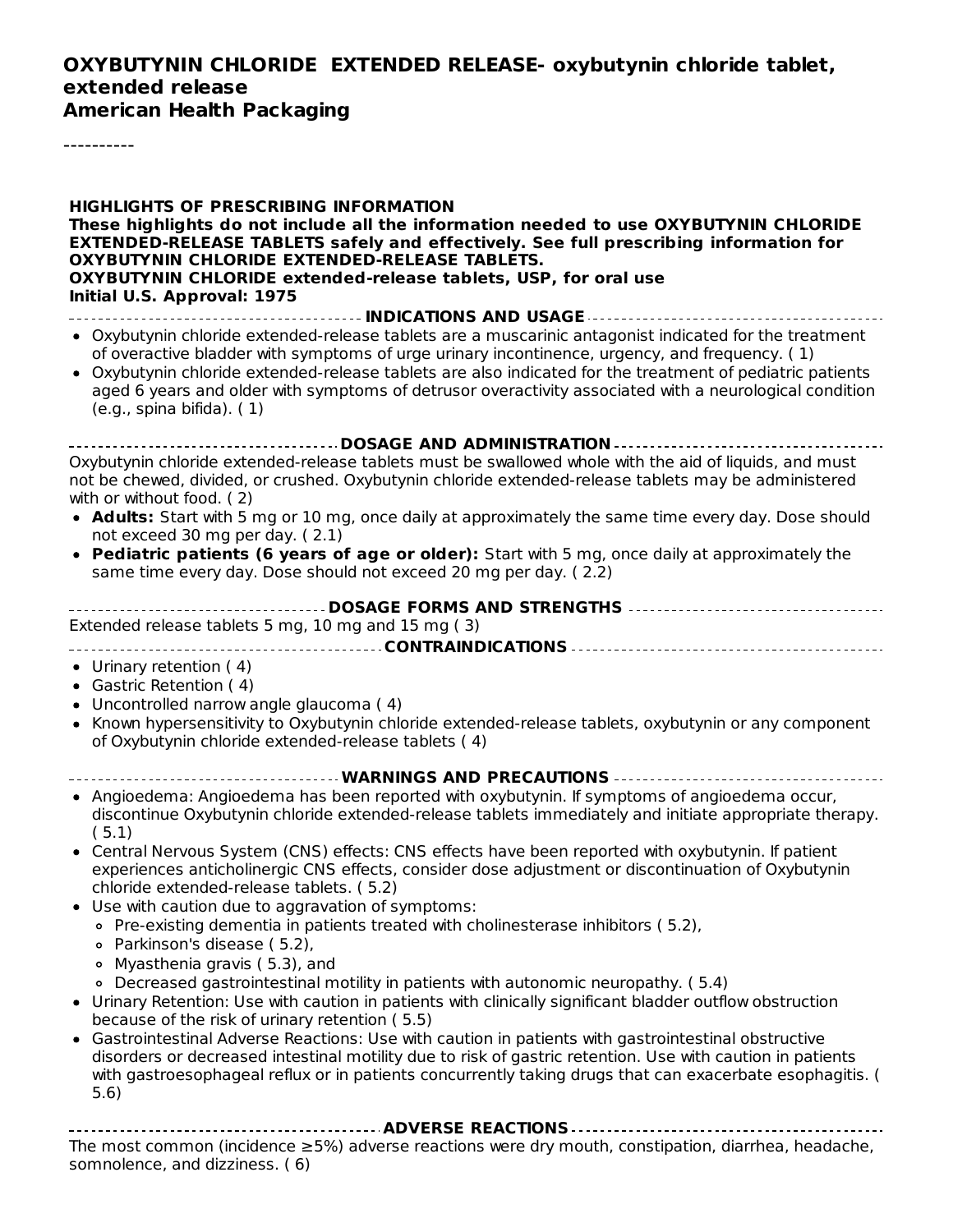# OXYBUTYNIN CHLORIDE EXTENDED RELEASE- oxybutynin chloride tablet, extended release

**American Health Packaging**

----------

**HIGHLIGHTS OF PRESCRIBING INFORMATION**

**These highlights do not include all the information needed to use OXYBUTYNIN CHLORIDE EXTENDED-RELEASE TABLETS safely and effectively. See full prescribing information for OXYBUTYNIN CHLORIDE EXTENDED-RELEASE TABLETS.**

**OXYBUTYNIN CHLORIDE extended-release tablets, USP, for oral use**

**Initial U.S. Approval: 1975**

## INDICATIONS AND USAGE

- Oxybutynin chloride extended-release tablets are a muscarinic antagonist indicated for the treatment of overactive bladder with symptoms of urge urinary incontinence, urgency, and frequency. ( 1)
- Oxybutynin chloride extended-release tablets are also indicated for the treatment of pediatric patients aged 6 years and older with symptoms of detrusor overactivity associated with a neurological condition (e.g., spina bifida). ( 1)

## DOSAGE AND ADMINISTRATION

Oxybutynin chloride extended-release tablets must be swallowed whole with the aid of liquids, and must not be chewed, divided, or crushed. Oxybutynin chloride extended-release tablets may be administered with or without food. ( 2)

- **Adults:** Start with 5 mg or 10 mg, once daily at approximately the same time every day. Dose should not exceed 30 mg per day. ( 2.1)
- **Pediatric patients (6 years of age or older):** Start with 5 mg, once daily at approximately the same time every day. Dose should not exceed 20 mg per day. ( 2.2)

## DOSAGE FORMS AND STRENGTHS

Extended release tablets 5 mg, 10 mg and 15 mg ( 3)

## CONTRAINDICATIONS

- Urinary retention ( 4)
- Gastric Retention ( 4)
- Uncontrolled narrow angle glaucoma ( 4)
- Known hypersensitivity to Oxybutynin chloride extended-release tablets, oxybutynin or any component of Oxybutynin chloride extended-release tablets ( 4)

## WARNINGS AND PRECAUTIONS

- Angioedema: Angioedema has been reported with oxybutynin. If symptoms of angioedema occur, discontinue Oxybutynin chloride extended-release tablets immediately and initiate appropriate therapy. ( 5.1)
- Central Nervous System (CNS) effects: CNS effects have been reported with oxybutynin. If patient experiences anticholinergic CNS effects, consider dose adjustment or discontinuation of Oxybutynin chloride extended-release tablets. ( 5.2)
- Use with caution due to aggravation of symptoms:
  - Pre-existing dementia in patients treated with cholinesterase inhibitors ( 5.2),
  - Parkinson's disease ( 5.2),
  - Myasthenia gravis ( 5.3), and
  - Decreased gastrointestinal motility in patients with autonomic neuropathy. ( 5.4)
- Urinary Retention: Use with caution in patients with clinically significant bladder outflow obstruction because of the risk of urinary retention ( 5.5)
- Gastrointestinal Adverse Reactions: Use with caution in patients with gastrointestinal obstructive disorders or decreased intestinal motility due to risk of gastric retention. Use with caution in patients with gastroesophageal reflux or in patients concurrently taking drugs that can exacerbate esophagitis. ( 5.6)

## ADVERSE REACTIONS

The most common (incidence ≥5%) adverse reactions were dry mouth, constipation, diarrhea, headache, somnolence, and dizziness. ( 6)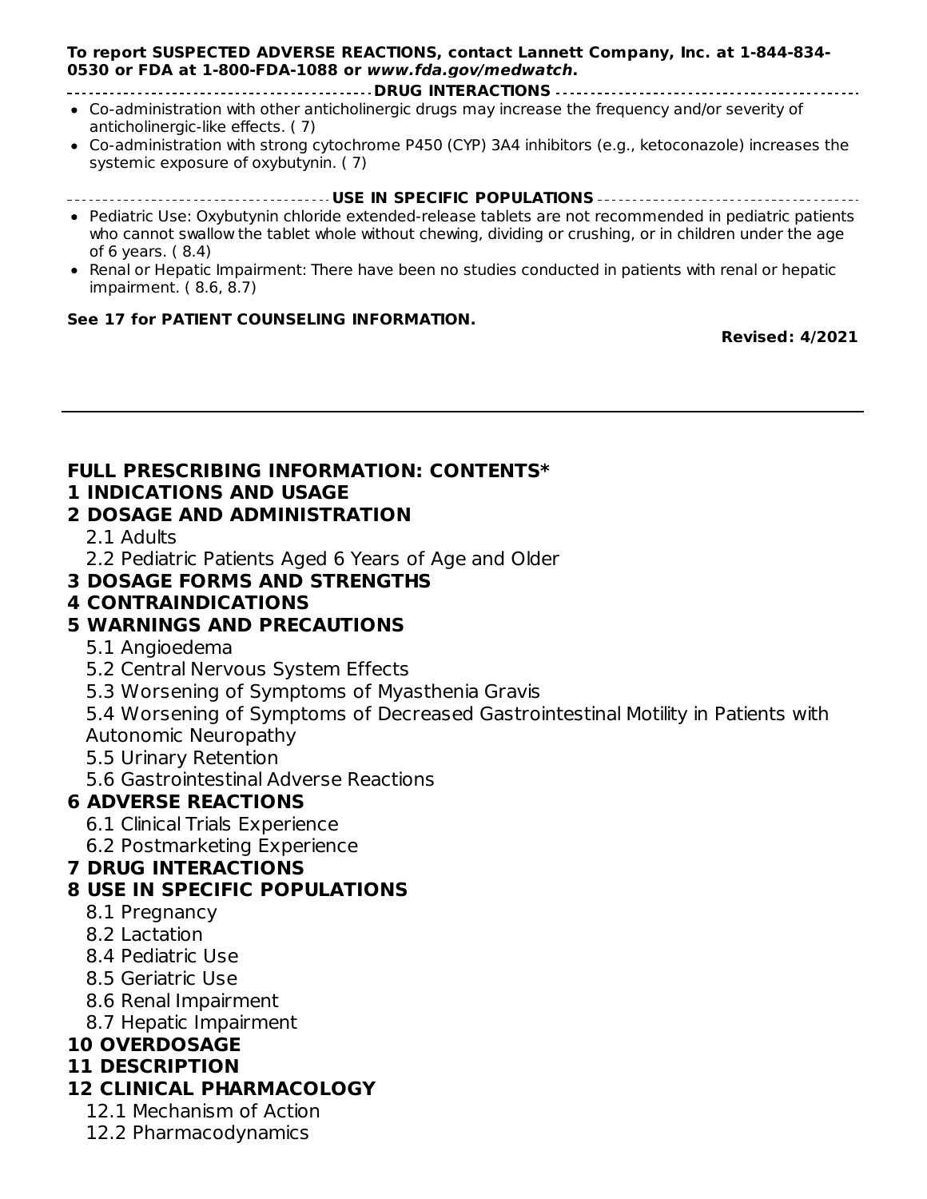**To report SUSPECTED ADVERSE REACTIONS, contact Lannett Company, Inc. at 1-844-834-0530 or FDA at 1-800-FDA-1088 or *www.fda.gov/medwatch*.**

**DRUG INTERACTIONS**

- Co-administration with other anticholinergic drugs may increase the frequency and/or severity of anticholinergic-like effects. ( 7)
- Co-administration with strong cytochrome P450 (CYP) 3A4 inhibitors (e.g., ketoconazole) increases the systemic exposure of oxybutynin. ( 7)

**USE IN SPECIFIC POPULATIONS**

- Pediatric Use: Oxybutynin chloride extended-release tablets are not recommended in pediatric patients who cannot swallow the tablet whole without chewing, dividing or crushing, or in children under the age of 6 years. ( 8.4)
- Renal or Hepatic Impairment: There have been no studies conducted in patients with renal or hepatic impairment. ( 8.6, 8.7)

**See 17 for PATIENT COUNSELING INFORMATION.**

**Revised: 4/2021**

---

## FULL PRESCRIBING INFORMATION: CONTENTS*

**1 INDICATIONS AND USAGE**

**2 DOSAGE AND ADMINISTRATION**

- 2.1 Adults
- 2.2 Pediatric Patients Aged 6 Years of Age and Older

**3 DOSAGE FORMS AND STRENGTHS**

**4 CONTRAINDICATIONS**

**5 WARNINGS AND PRECAUTIONS**

- 5.1 Angioedema
- 5.2 Central Nervous System Effects
- 5.3 Worsening of Symptoms of Myasthenia Gravis
- 5.4 Worsening of Symptoms of Decreased Gastrointestinal Motility in Patients with Autonomic Neuropathy
- 5.5 Urinary Retention
- 5.6 Gastrointestinal Adverse Reactions

**6 ADVERSE REACTIONS**

- 6.1 Clinical Trials Experience
- 6.2 Postmarketing Experience

**7 DRUG INTERACTIONS**

**8 USE IN SPECIFIC POPULATIONS**

- 8.1 Pregnancy
- 8.2 Lactation
- 8.4 Pediatric Use
- 8.5 Geriatric Use
- 8.6 Renal Impairment
- 8.7 Hepatic Impairment

**10 OVERDOSAGE**

**11 DESCRIPTION**

**12 CLINICAL PHARMACOLOGY**

- 12.1 Mechanism of Action
- 12.2 Pharmacodynamics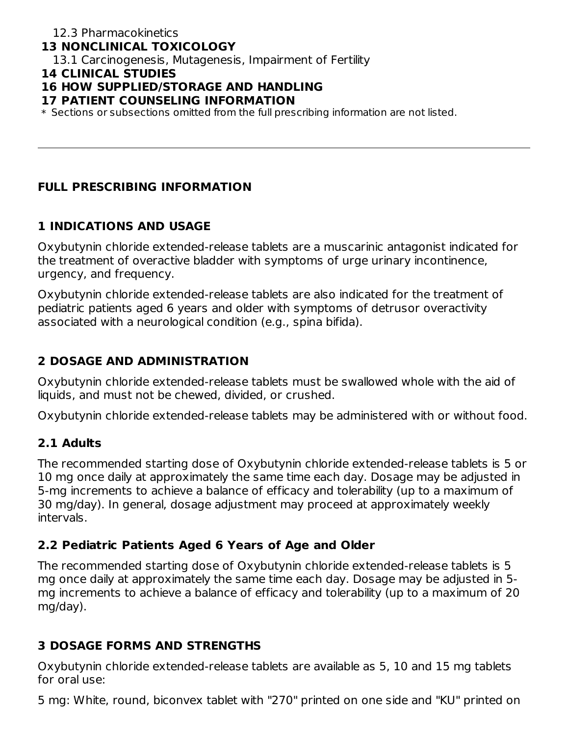12.3 Pharmacokinetics

**13 NONCLINICAL TOXICOLOGY**

13.1 Carcinogenesis, Mutagenesis, Impairment of Fertility

**14 CLINICAL STUDIES**

**16 HOW SUPPLIED/STORAGE AND HANDLING**

**17 PATIENT COUNSELING INFORMATION**

* Sections or subsections omitted from the full prescribing information are not listed.

---

# FULL PRESCRIBING INFORMATION

## 1 INDICATIONS AND USAGE

Oxybutynin chloride extended-release tablets are a muscarinic antagonist indicated for the treatment of overactive bladder with symptoms of urge urinary incontinence, urgency, and frequency.

Oxybutynin chloride extended-release tablets are also indicated for the treatment of pediatric patients aged 6 years and older with symptoms of detrusor overactivity associated with a neurological condition (e.g., spina bifida).

## 2 DOSAGE AND ADMINISTRATION

Oxybutynin chloride extended-release tablets must be swallowed whole with the aid of liquids, and must not be chewed, divided, or crushed.

Oxybutynin chloride extended-release tablets may be administered with or without food.

### 2.1 Adults

The recommended starting dose of Oxybutynin chloride extended-release tablets is 5 or 10 mg once daily at approximately the same time each day. Dosage may be adjusted in 5-mg increments to achieve a balance of efficacy and tolerability (up to a maximum of 30 mg/day). In general, dosage adjustment may proceed at approximately weekly intervals.

### 2.2 Pediatric Patients Aged 6 Years of Age and Older

The recommended starting dose of Oxybutynin chloride extended-release tablets is 5 mg once daily at approximately the same time each day. Dosage may be adjusted in 5-mg increments to achieve a balance of efficacy and tolerability (up to a maximum of 20 mg/day).

## 3 DOSAGE FORMS AND STRENGTHS

Oxybutynin chloride extended-release tablets are available as 5, 10 and 15 mg tablets for oral use:

5 mg: White, round, biconvex tablet with "270" printed on one side and "KU" printed on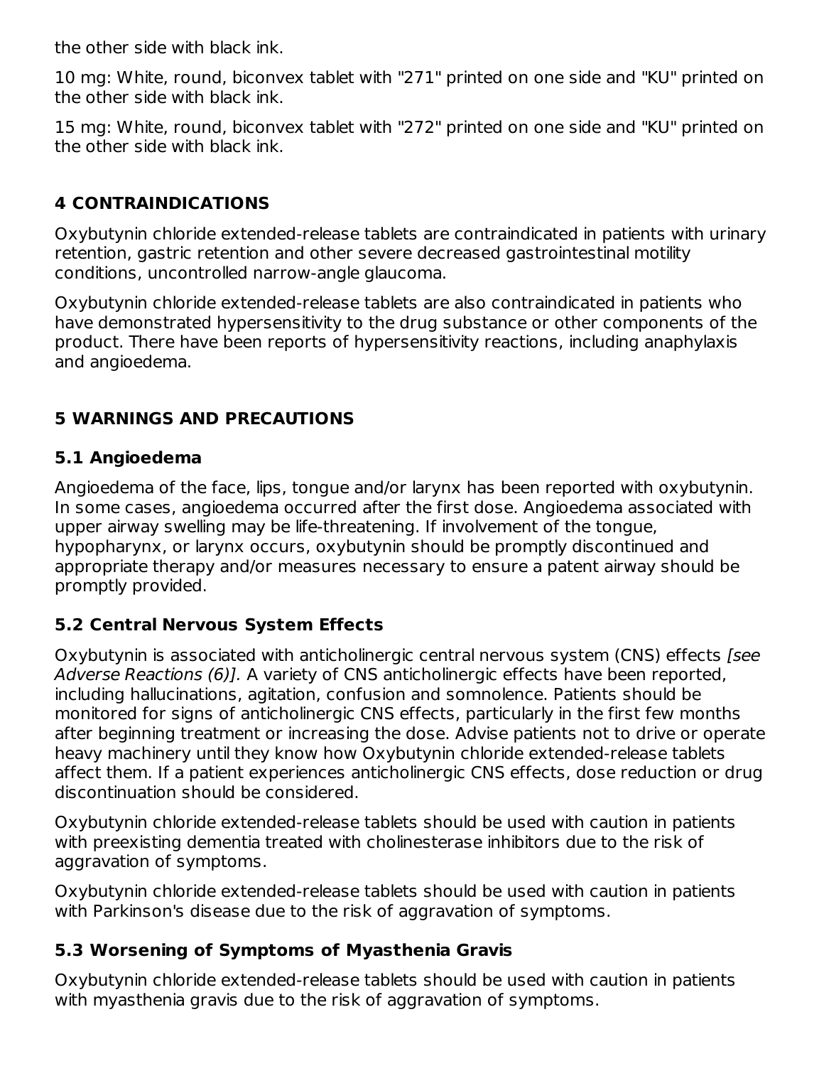the other side with black ink.

10 mg: White, round, biconvex tablet with "271" printed on one side and "KU" printed on the other side with black ink.

15 mg: White, round, biconvex tablet with "272" printed on one side and "KU" printed on the other side with black ink.

## 4 CONTRAINDICATIONS

Oxybutynin chloride extended-release tablets are contraindicated in patients with urinary retention, gastric retention and other severe decreased gastrointestinal motility conditions, uncontrolled narrow-angle glaucoma.

Oxybutynin chloride extended-release tablets are also contraindicated in patients who have demonstrated hypersensitivity to the drug substance or other components of the product. There have been reports of hypersensitivity reactions, including anaphylaxis and angioedema.

## 5 WARNINGS AND PRECAUTIONS

### 5.1 Angioedema

Angioedema of the face, lips, tongue and/or larynx has been reported with oxybutynin. In some cases, angioedema occurred after the first dose. Angioedema associated with upper airway swelling may be life-threatening. If involvement of the tongue, hypopharynx, or larynx occurs, oxybutynin should be promptly discontinued and appropriate therapy and/or measures necessary to ensure a patent airway should be promptly provided.

### 5.2 Central Nervous System Effects

Oxybutynin is associated with anticholinergic central nervous system (CNS) effects *[see Adverse Reactions (6)]*. A variety of CNS anticholinergic effects have been reported, including hallucinations, agitation, confusion and somnolence. Patients should be monitored for signs of anticholinergic CNS effects, particularly in the first few months after beginning treatment or increasing the dose. Advise patients not to drive or operate heavy machinery until they know how Oxybutynin chloride extended-release tablets affect them. If a patient experiences anticholinergic CNS effects, dose reduction or drug discontinuation should be considered.

Oxybutynin chloride extended-release tablets should be used with caution in patients with preexisting dementia treated with cholinesterase inhibitors due to the risk of aggravation of symptoms.

Oxybutynin chloride extended-release tablets should be used with caution in patients with Parkinson's disease due to the risk of aggravation of symptoms.

### 5.3 Worsening of Symptoms of Myasthenia Gravis

Oxybutynin chloride extended-release tablets should be used with caution in patients with myasthenia gravis due to the risk of aggravation of symptoms.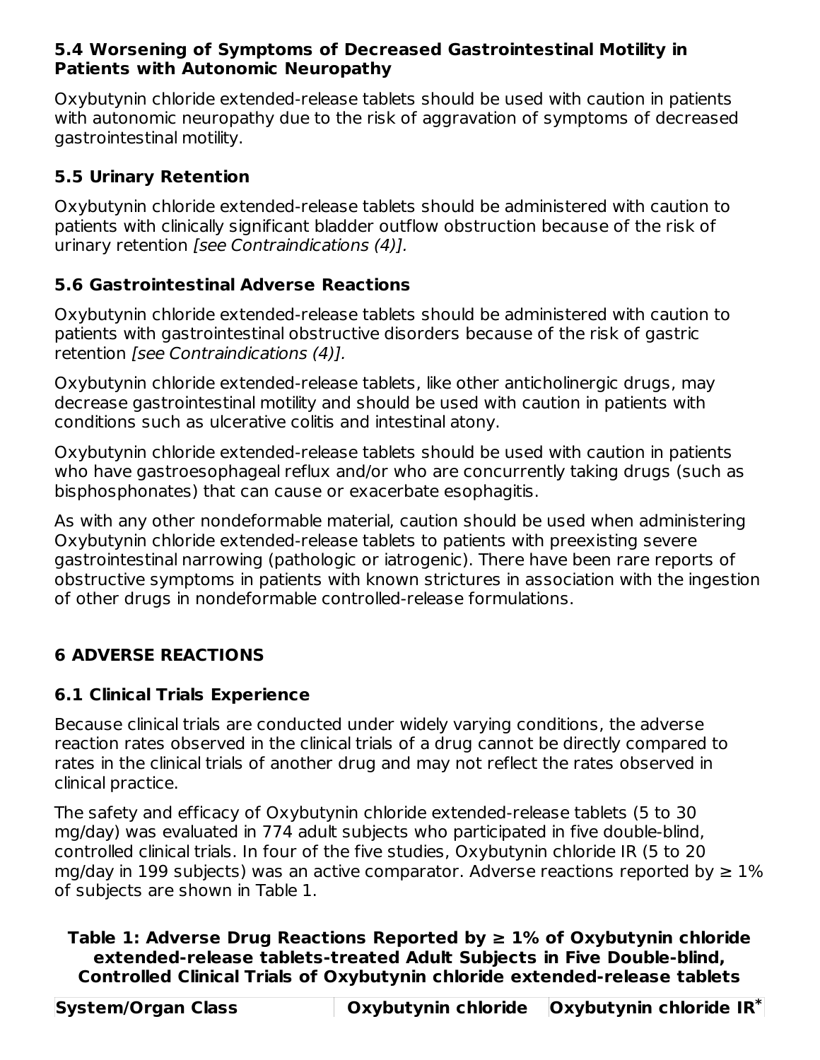### 5.4 Worsening of Symptoms of Decreased Gastrointestinal Motility in Patients with Autonomic Neuropathy

Oxybutynin chloride extended-release tablets should be used with caution in patients with autonomic neuropathy due to the risk of aggravation of symptoms of decreased gastrointestinal motility.

### 5.5 Urinary Retention

Oxybutynin chloride extended-release tablets should be administered with caution to patients with clinically significant bladder outflow obstruction because of the risk of urinary retention *[see Contraindications (4)]*.

### 5.6 Gastrointestinal Adverse Reactions

Oxybutynin chloride extended-release tablets should be administered with caution to patients with gastrointestinal obstructive disorders because of the risk of gastric retention *[see Contraindications (4)].*

Oxybutynin chloride extended-release tablets, like other anticholinergic drugs, may decrease gastrointestinal motility and should be used with caution in patients with conditions such as ulcerative colitis and intestinal atony.

Oxybutynin chloride extended-release tablets should be used with caution in patients who have gastroesophageal reflux and/or who are concurrently taking drugs (such as bisphosphonates) that can cause or exacerbate esophagitis.

As with any other nondeformable material, caution should be used when administering Oxybutynin chloride extended-release tablets to patients with preexisting severe gastrointestinal narrowing (pathologic or iatrogenic). There have been rare reports of obstructive symptoms in patients with known strictures in association with the ingestion of other drugs in nondeformable controlled-release formulations.

## 6 ADVERSE REACTIONS

### 6.1 Clinical Trials Experience

Because clinical trials are conducted under widely varying conditions, the adverse reaction rates observed in the clinical trials of a drug cannot be directly compared to rates in the clinical trials of another drug and may not reflect the rates observed in clinical practice.

The safety and efficacy of Oxybutynin chloride extended-release tablets (5 to 30 mg/day) was evaluated in 774 adult subjects who participated in five double-blind, controlled clinical trials. In four of the five studies, Oxybutynin chloride IR (5 to 20 mg/day in 199 subjects) was an active comparator. Adverse reactions reported by ≥ 1% of subjects are shown in Table 1.

**Table 1: Adverse Drug Reactions Reported by ≥ 1% of Oxybutynin chloride extended-release tablets-treated Adult Subjects in Five Double-blind, Controlled Clinical Trials of Oxybutynin chloride extended-release tablets**

| System/Organ Class | Oxybutynin chloride | Oxybutynin chloride IR* |
|---|---|---|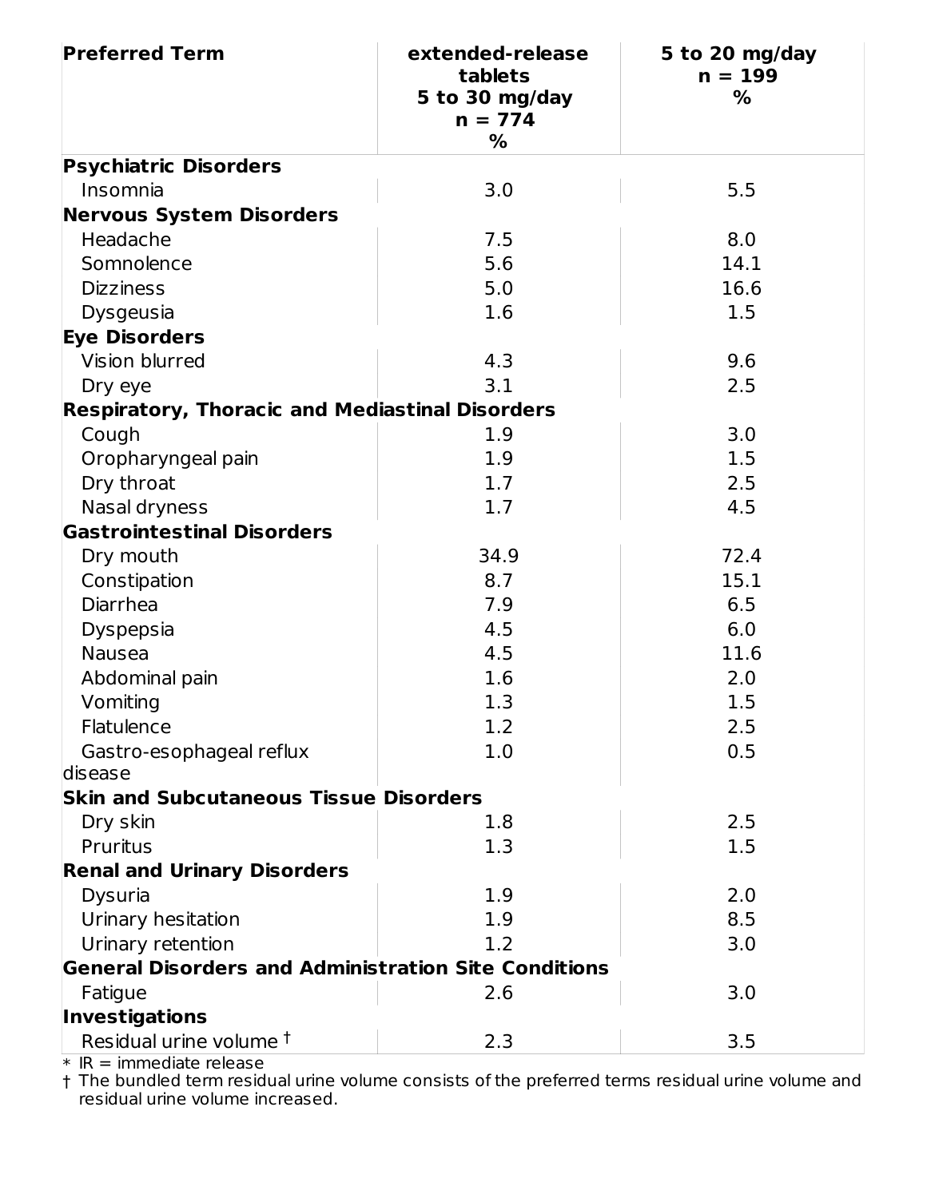| Preferred Term | extended-release tablets 5 to 30 mg/day n = 774 % | 5 to 20 mg/day n = 199 % |
|---|---|---|
| **Psychiatric Disorders** | | |
| Insomnia | 3.0 | 5.5 |
| **Nervous System Disorders** | | |
| Headache | 7.5 | 8.0 |
| Somnolence | 5.6 | 14.1 |
| Dizziness | 5.0 | 16.6 |
| Dysgeusia | 1.6 | 1.5 |
| **Eye Disorders** | | |
| Vision blurred | 4.3 | 9.6 |
| Dry eye | 3.1 | 2.5 |
| **Respiratory, Thoracic and Mediastinal Disorders** | | |
| Cough | 1.9 | 3.0 |
| Oropharyngeal pain | 1.9 | 1.5 |
| Dry throat | 1.7 | 2.5 |
| Nasal dryness | 1.7 | 4.5 |
| **Gastrointestinal Disorders** | | |
| Dry mouth | 34.9 | 72.4 |
| Constipation | 8.7 | 15.1 |
| Diarrhea | 7.9 | 6.5 |
| Dyspepsia | 4.5 | 6.0 |
| Nausea | 4.5 | 11.6 |
| Abdominal pain | 1.6 | 2.0 |
| Vomiting | 1.3 | 1.5 |
| Flatulence | 1.2 | 2.5 |
| Gastro-esophageal reflux disease | 1.0 | 0.5 |
| **Skin and Subcutaneous Tissue Disorders** | | |
| Dry skin | 1.8 | 2.5 |
| Pruritus | 1.3 | 1.5 |
| **Renal and Urinary Disorders** | | |
| Dysuria | 1.9 | 2.0 |
| Urinary hesitation | 1.9 | 8.5 |
| Urinary retention | 1.2 | 3.0 |
| **General Disorders and Administration Site Conditions** | | |
| Fatigue | 2.6 | 3.0 |
| **Investigations** | | |
| Residual urine volume † | 2.3 | 3.5 |

* IR = immediate release

† The bundled term residual urine volume consists of the preferred terms residual urine volume and residual urine volume increased.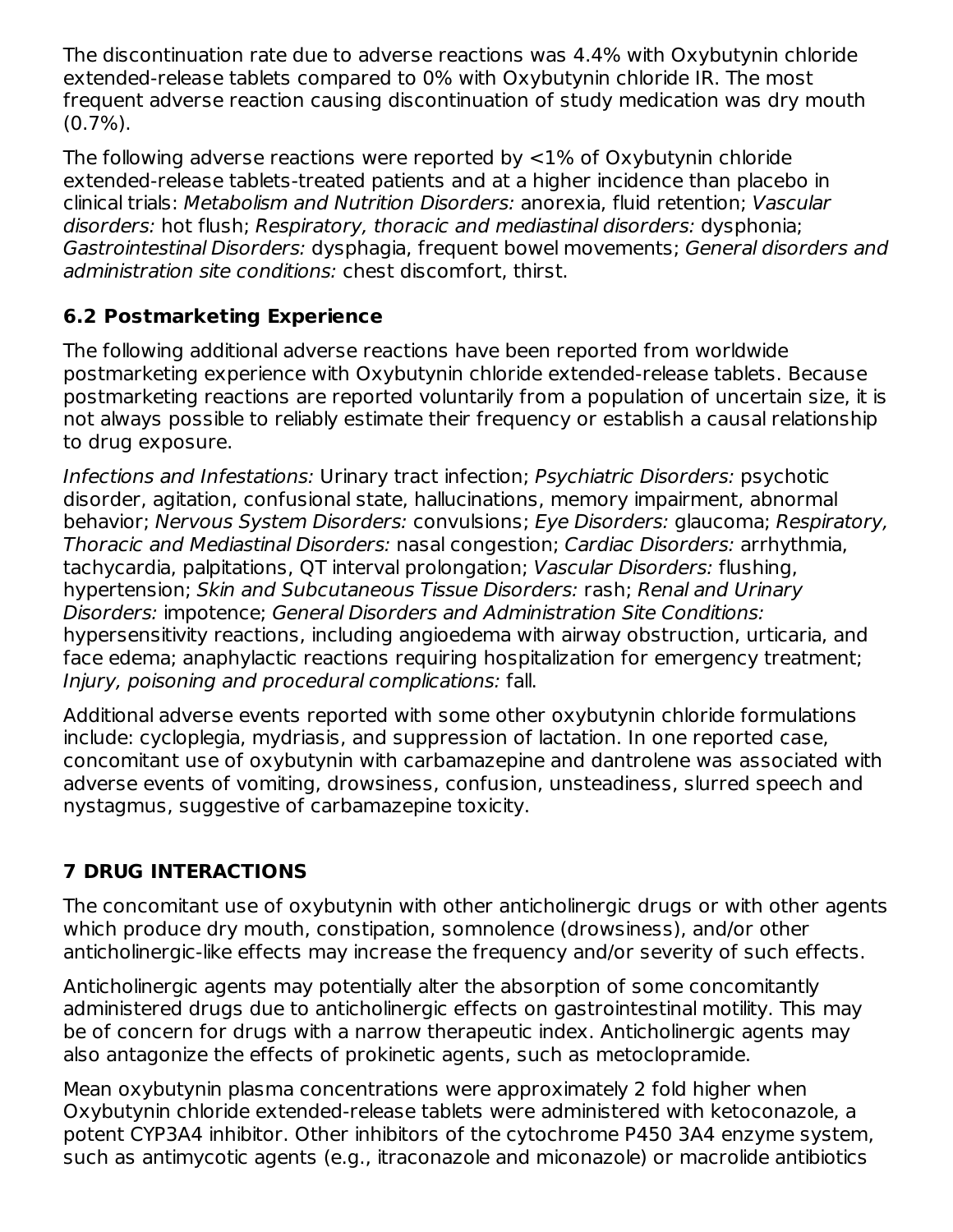The discontinuation rate due to adverse reactions was 4.4% with Oxybutynin chloride extended-release tablets compared to 0% with Oxybutynin chloride IR. The most frequent adverse reaction causing discontinuation of study medication was dry mouth (0.7%).

The following adverse reactions were reported by <1% of Oxybutynin chloride extended-release tablets-treated patients and at a higher incidence than placebo in clinical trials: *Metabolism and Nutrition Disorders:* anorexia, fluid retention; *Vascular disorders:* hot flush; *Respiratory, thoracic and mediastinal disorders:* dysphonia; *Gastrointestinal Disorders:* dysphagia, frequent bowel movements; *General disorders and administration site conditions:* chest discomfort, thirst.

### 6.2 Postmarketing Experience

The following additional adverse reactions have been reported from worldwide postmarketing experience with Oxybutynin chloride extended-release tablets. Because postmarketing reactions are reported voluntarily from a population of uncertain size, it is not always possible to reliably estimate their frequency or establish a causal relationship to drug exposure.

*Infections and Infestations:* Urinary tract infection; *Psychiatric Disorders:* psychotic disorder, agitation, confusional state, hallucinations, memory impairment, abnormal behavior; *Nervous System Disorders:* convulsions; *Eye Disorders:* glaucoma; *Respiratory, Thoracic and Mediastinal Disorders:* nasal congestion; *Cardiac Disorders:* arrhythmia, tachycardia, palpitations, QT interval prolongation; *Vascular Disorders:* flushing, hypertension; *Skin and Subcutaneous Tissue Disorders:* rash; *Renal and Urinary Disorders:* impotence; *General Disorders and Administration Site Conditions:* hypersensitivity reactions, including angioedema with airway obstruction, urticaria, and face edema; anaphylactic reactions requiring hospitalization for emergency treatment; *Injury, poisoning and procedural complications:* fall.

Additional adverse events reported with some other oxybutynin chloride formulations include: cycloplegia, mydriasis, and suppression of lactation. In one reported case, concomitant use of oxybutynin with carbamazepine and dantrolene was associated with adverse events of vomiting, drowsiness, confusion, unsteadiness, slurred speech and nystagmus, suggestive of carbamazepine toxicity.

## 7 DRUG INTERACTIONS

The concomitant use of oxybutynin with other anticholinergic drugs or with other agents which produce dry mouth, constipation, somnolence (drowsiness), and/or other anticholinergic-like effects may increase the frequency and/or severity of such effects.

Anticholinergic agents may potentially alter the absorption of some concomitantly administered drugs due to anticholinergic effects on gastrointestinal motility. This may be of concern for drugs with a narrow therapeutic index. Anticholinergic agents may also antagonize the effects of prokinetic agents, such as metoclopramide.

Mean oxybutynin plasma concentrations were approximately 2 fold higher when Oxybutynin chloride extended-release tablets were administered with ketoconazole, a potent CYP3A4 inhibitor. Other inhibitors of the cytochrome P450 3A4 enzyme system, such as antimycotic agents (e.g., itraconazole and miconazole) or macrolide antibiotics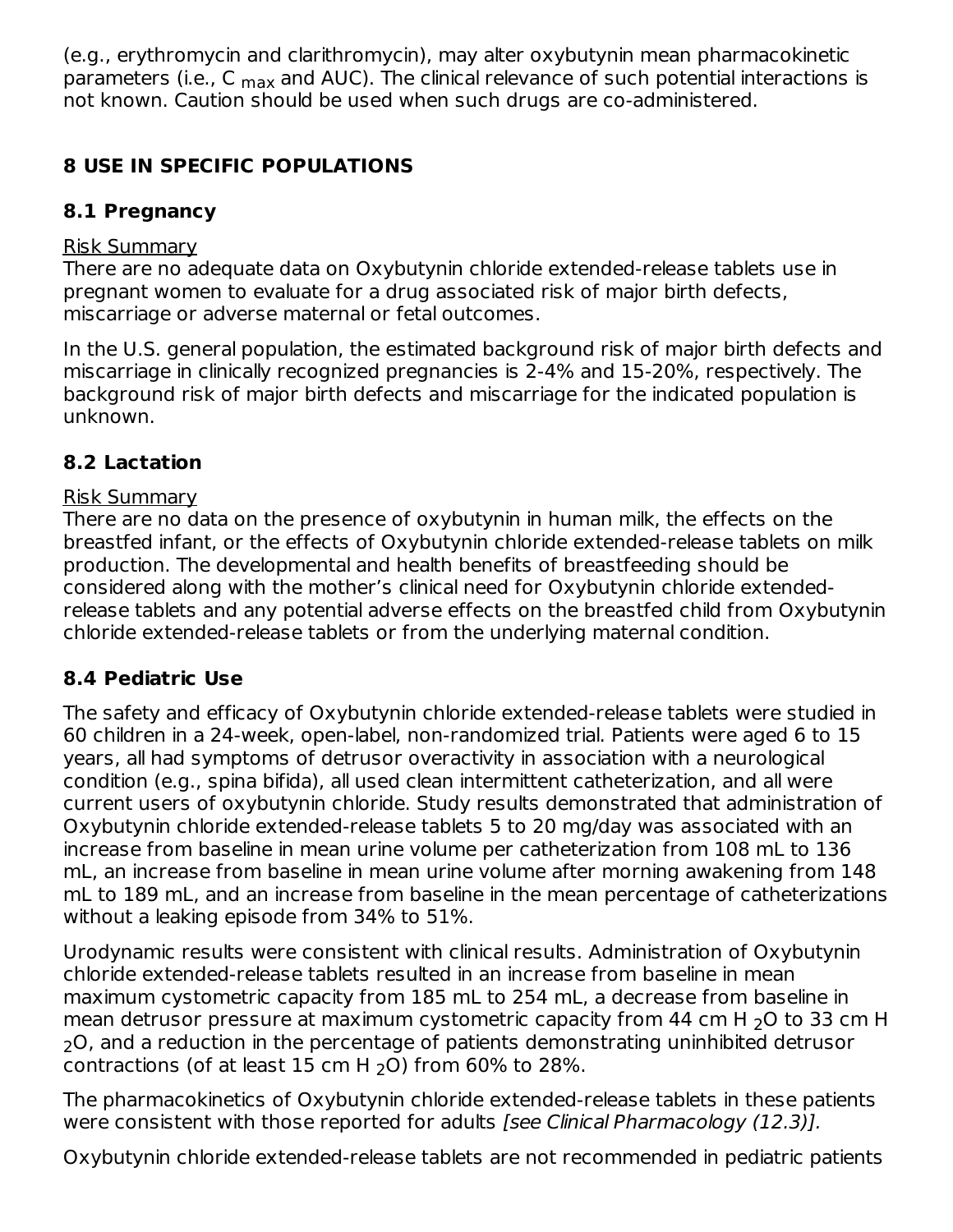(e.g., erythromycin and clarithromycin), may alter oxybutynin mean pharmacokinetic parameters (i.e., $C_{max}$ and AUC). The clinical relevance of such potential interactions is not known. Caution should be used when such drugs are co-administered.

## 8 USE IN SPECIFIC POPULATIONS

### 8.1 Pregnancy

Risk Summary

There are no adequate data on Oxybutynin chloride extended-release tablets use in pregnant women to evaluate for a drug associated risk of major birth defects, miscarriage or adverse maternal or fetal outcomes.

In the U.S. general population, the estimated background risk of major birth defects and miscarriage in clinically recognized pregnancies is 2-4% and 15-20%, respectively. The background risk of major birth defects and miscarriage for the indicated population is unknown.

### 8.2 Lactation

Risk Summary

There are no data on the presence of oxybutynin in human milk, the effects on the breastfed infant, or the effects of Oxybutynin chloride extended-release tablets on milk production. The developmental and health benefits of breastfeeding should be considered along with the mother's clinical need for Oxybutynin chloride extended-release tablets and any potential adverse effects on the breastfed child from Oxybutynin chloride extended-release tablets or from the underlying maternal condition.

### 8.4 Pediatric Use

The safety and efficacy of Oxybutynin chloride extended-release tablets were studied in 60 children in a 24-week, open-label, non-randomized trial. Patients were aged 6 to 15 years, all had symptoms of detrusor overactivity in association with a neurological condition (e.g., spina bifida), all used clean intermittent catheterization, and all were current users of oxybutynin chloride. Study results demonstrated that administration of Oxybutynin chloride extended-release tablets 5 to 20 mg/day was associated with an increase from baseline in mean urine volume per catheterization from 108 mL to 136 mL, an increase from baseline in mean urine volume after morning awakening from 148 mL to 189 mL, and an increase from baseline in the mean percentage of catheterizations without a leaking episode from 34% to 51%.

Urodynamic results were consistent with clinical results. Administration of Oxybutynin chloride extended-release tablets resulted in an increase from baseline in mean maximum cystometric capacity from 185 mL to 254 mL, a decrease from baseline in mean detrusor pressure at maximum cystometric capacity from 44 cm $H_2O$ to 33 cm $H_2O$, and a reduction in the percentage of patients demonstrating uninhibited detrusor contractions (of at least 15 cm $H_2O$) from 60% to 28%.

The pharmacokinetics of Oxybutynin chloride extended-release tablets in these patients were consistent with those reported for adults *[see Clinical Pharmacology (12.3)].*

Oxybutynin chloride extended-release tablets are not recommended in pediatric patients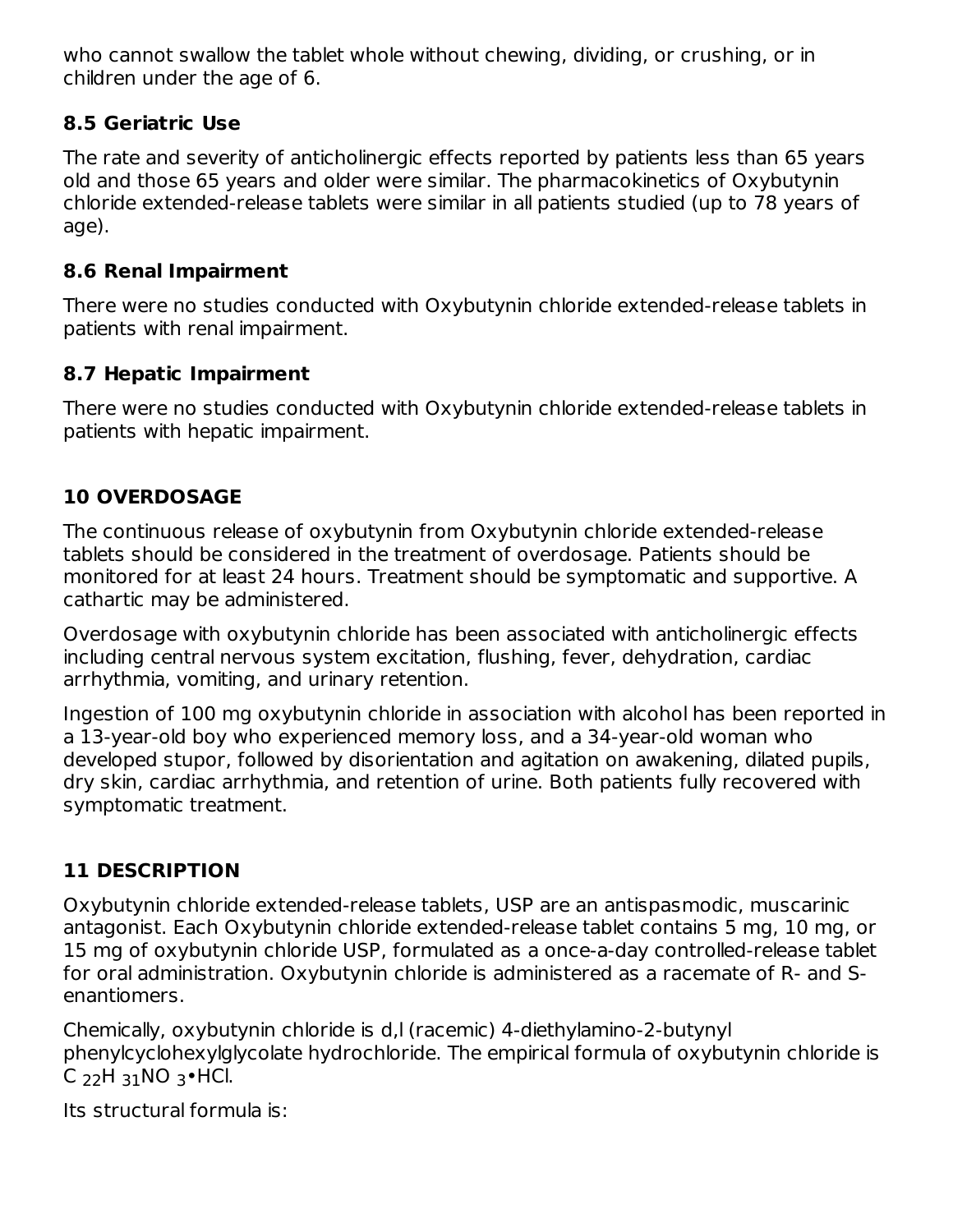who cannot swallow the tablet whole without chewing, dividing, or crushing, or in children under the age of 6.

### 8.5 Geriatric Use

The rate and severity of anticholinergic effects reported by patients less than 65 years old and those 65 years and older were similar. The pharmacokinetics of Oxybutynin chloride extended-release tablets were similar in all patients studied (up to 78 years of age).

### 8.6 Renal Impairment

There were no studies conducted with Oxybutynin chloride extended-release tablets in patients with renal impairment.

### 8.7 Hepatic Impairment

There were no studies conducted with Oxybutynin chloride extended-release tablets in patients with hepatic impairment.

## 10 OVERDOSAGE

The continuous release of oxybutynin from Oxybutynin chloride extended-release tablets should be considered in the treatment of overdosage. Patients should be monitored for at least 24 hours. Treatment should be symptomatic and supportive. A cathartic may be administered.

Overdosage with oxybutynin chloride has been associated with anticholinergic effects including central nervous system excitation, flushing, fever, dehydration, cardiac arrhythmia, vomiting, and urinary retention.

Ingestion of 100 mg oxybutynin chloride in association with alcohol has been reported in a 13-year-old boy who experienced memory loss, and a 34-year-old woman who developed stupor, followed by disorientation and agitation on awakening, dilated pupils, dry skin, cardiac arrhythmia, and retention of urine. Both patients fully recovered with symptomatic treatment.

## 11 DESCRIPTION

Oxybutynin chloride extended-release tablets, USP are an antispasmodic, muscarinic antagonist. Each Oxybutynin chloride extended-release tablet contains 5 mg, 10 mg, or 15 mg of oxybutynin chloride USP, formulated as a once-a-day controlled-release tablet for oral administration. Oxybutynin chloride is administered as a racemate of R- and S-enantiomers.

Chemically, oxybutynin chloride is d,l (racemic) 4-diethylamino-2-butynyl phenylcyclohexylglycolate hydrochloride. The empirical formula of oxybutynin chloride is $C_{22}H_{31}NO_3 \cdot HCl$.

Its structural formula is: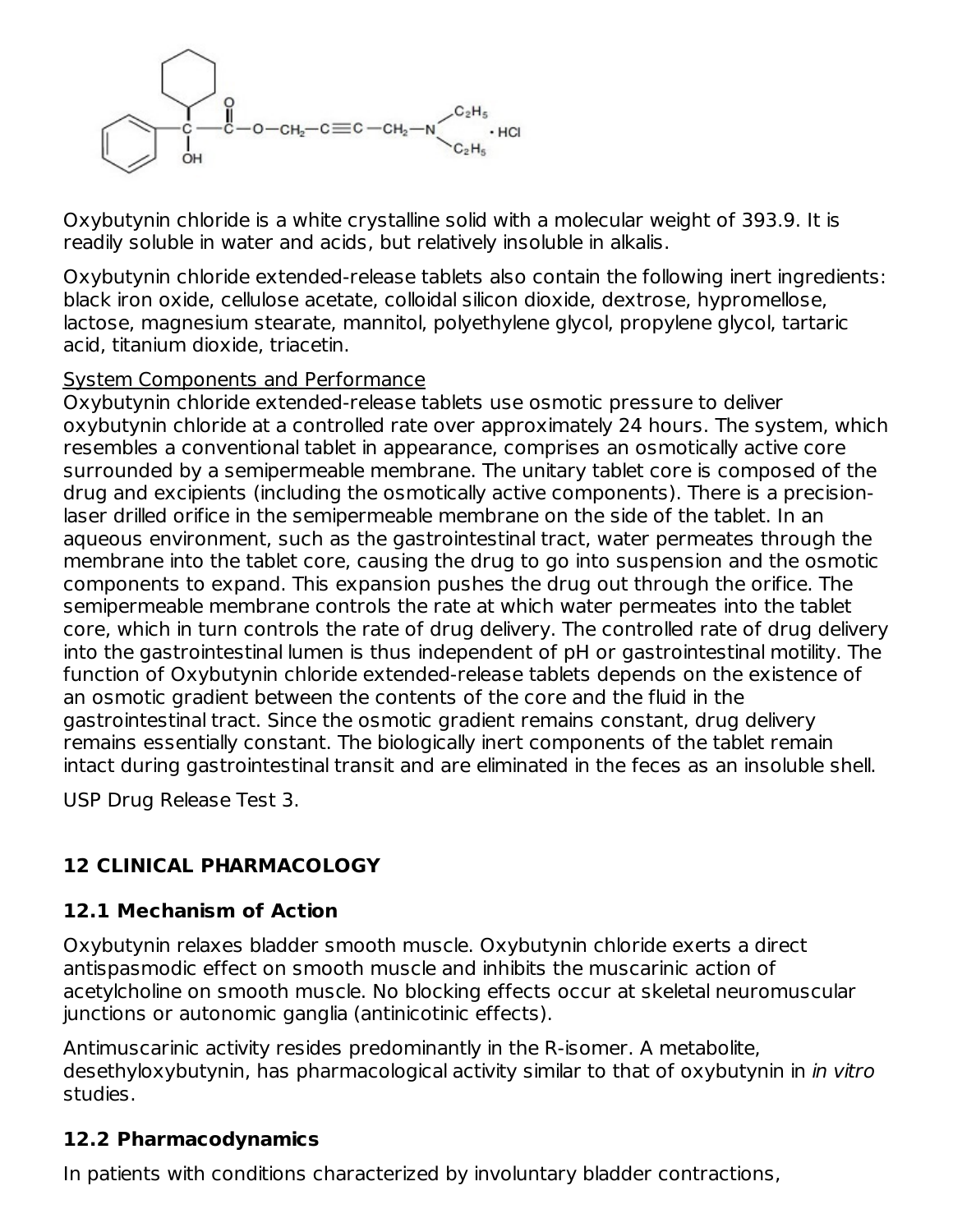Oxybutynin chloride is a white crystalline solid with a molecular weight of 393.9. It is readily soluble in water and acids, but relatively insoluble in alkalis.

Oxybutynin chloride extended-release tablets also contain the following inert ingredients: black iron oxide, cellulose acetate, colloidal silicon dioxide, dextrose, hypromellose, lactose, magnesium stearate, mannitol, polyethylene glycol, propylene glycol, tartaric acid, titanium dioxide, triacetin.

System Components and Performance

Oxybutynin chloride extended-release tablets use osmotic pressure to deliver oxybutynin chloride at a controlled rate over approximately 24 hours. The system, which resembles a conventional tablet in appearance, comprises an osmotically active core surrounded by a semipermeable membrane. The unitary tablet core is composed of the drug and excipients (including the osmotically active components). There is a precision-laser drilled orifice in the semipermeable membrane on the side of the tablet. In an aqueous environment, such as the gastrointestinal tract, water permeates through the membrane into the tablet core, causing the drug to go into suspension and the osmotic components to expand. This expansion pushes the drug out through the orifice. The semipermeable membrane controls the rate at which water permeates into the tablet core, which in turn controls the rate of drug delivery. The controlled rate of drug delivery into the gastrointestinal lumen is thus independent of pH or gastrointestinal motility. The function of Oxybutynin chloride extended-release tablets depends on the existence of an osmotic gradient between the contents of the core and the fluid in the gastrointestinal tract. Since the osmotic gradient remains constant, drug delivery remains essentially constant. The biologically inert components of the tablet remain intact during gastrointestinal transit and are eliminated in the feces as an insoluble shell.

USP Drug Release Test 3.

## 12 CLINICAL PHARMACOLOGY

### 12.1 Mechanism of Action

Oxybutynin relaxes bladder smooth muscle. Oxybutynin chloride exerts a direct antispasmodic effect on smooth muscle and inhibits the muscarinic action of acetylcholine on smooth muscle. No blocking effects occur at skeletal neuromuscular junctions or autonomic ganglia (antinicotinic effects).

Antimuscarinic activity resides predominantly in the R-isomer. A metabolite, desethyloxybutynin, has pharmacological activity similar to that of oxybutynin in *in vitro* studies.

### 12.2 Pharmacodynamics

In patients with conditions characterized by involuntary bladder contractions,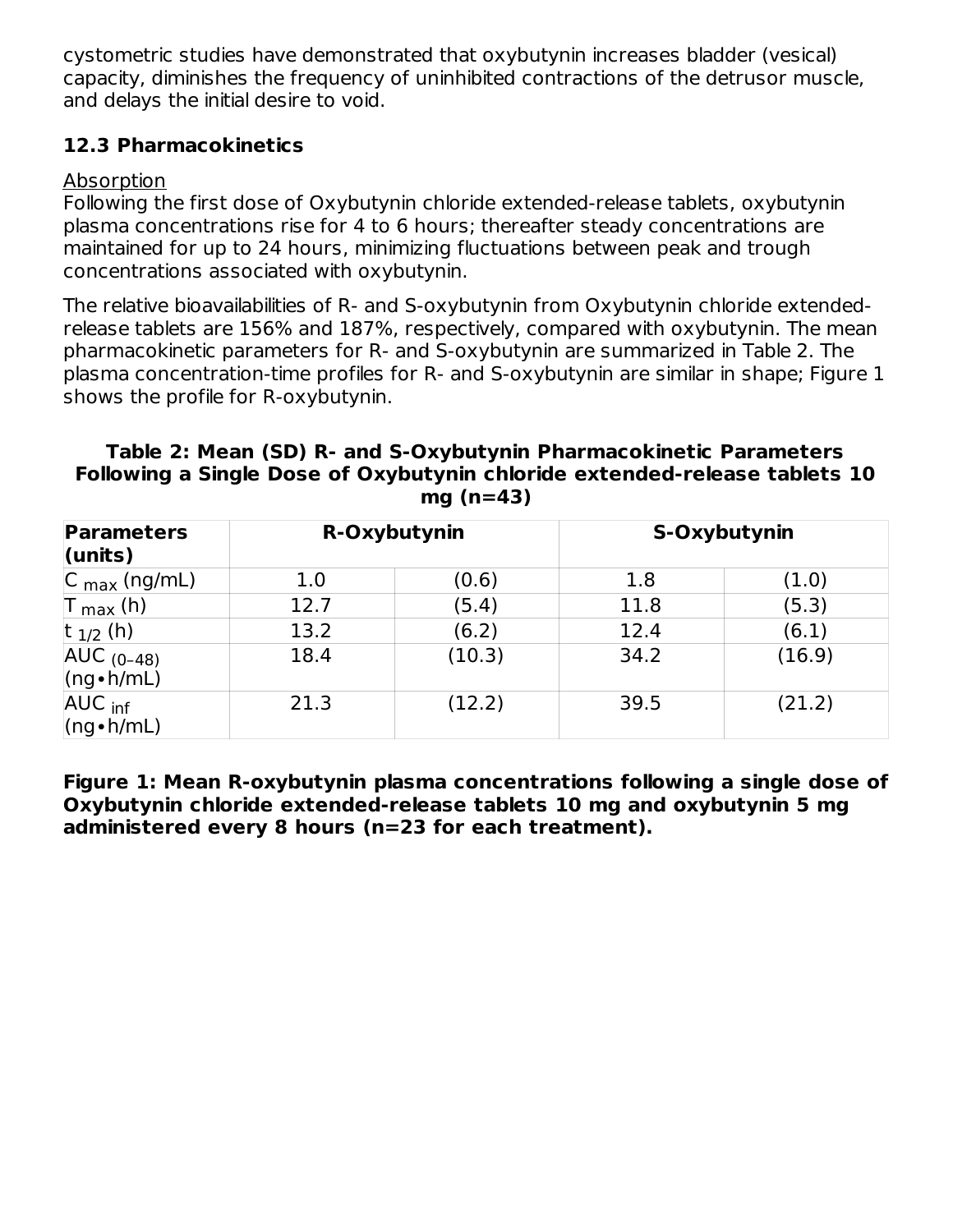cystometric studies have demonstrated that oxybutynin increases bladder (vesical) capacity, diminishes the frequency of uninhibited contractions of the detrusor muscle, and delays the initial desire to void.

### 12.3 Pharmacokinetics

Absorption

Following the first dose of Oxybutynin chloride extended-release tablets, oxybutynin plasma concentrations rise for 4 to 6 hours; thereafter steady concentrations are maintained for up to 24 hours, minimizing fluctuations between peak and trough concentrations associated with oxybutynin.

The relative bioavailabilities of R- and S-oxybutynin from Oxybutynin chloride extended-release tablets are 156% and 187%, respectively, compared with oxybutynin. The mean pharmacokinetic parameters for R- and S-oxybutynin are summarized in Table 2. The plasma concentration-time profiles for R- and S-oxybutynin are similar in shape; Figure 1 shows the profile for R-oxybutynin.

**Table 2: Mean (SD) R- and S-Oxybutynin Pharmacokinetic Parameters Following a Single Dose of Oxybutynin chloride extended-release tablets 10 mg (n=43)**

| Parameters (units) | R-Oxybutynin | | S-Oxybutynin | |
|---|---|---|---|---|
| $C_{max}$ (ng/mL) | 1.0 | (0.6) | 1.8 | (1.0) |
| $T_{max}$ (h) | 12.7 | (5.4) | 11.8 | (5.3) |
| $t_{1/2}$ (h) | 13.2 | (6.2) | 12.4 | (6.1) |
| $AUC_{(0–48)}$ (ng•h/mL) | 18.4 | (10.3) | 34.2 | (16.9) |
| $AUC_{inf}$ (ng•h/mL) | 21.3 | (12.2) | 39.5 | (21.2) |

**Figure 1: Mean R-oxybutynin plasma concentrations following a single dose of Oxybutynin chloride extended-release tablets 10 mg and oxybutynin 5 mg administered every 8 hours (n=23 for each treatment).**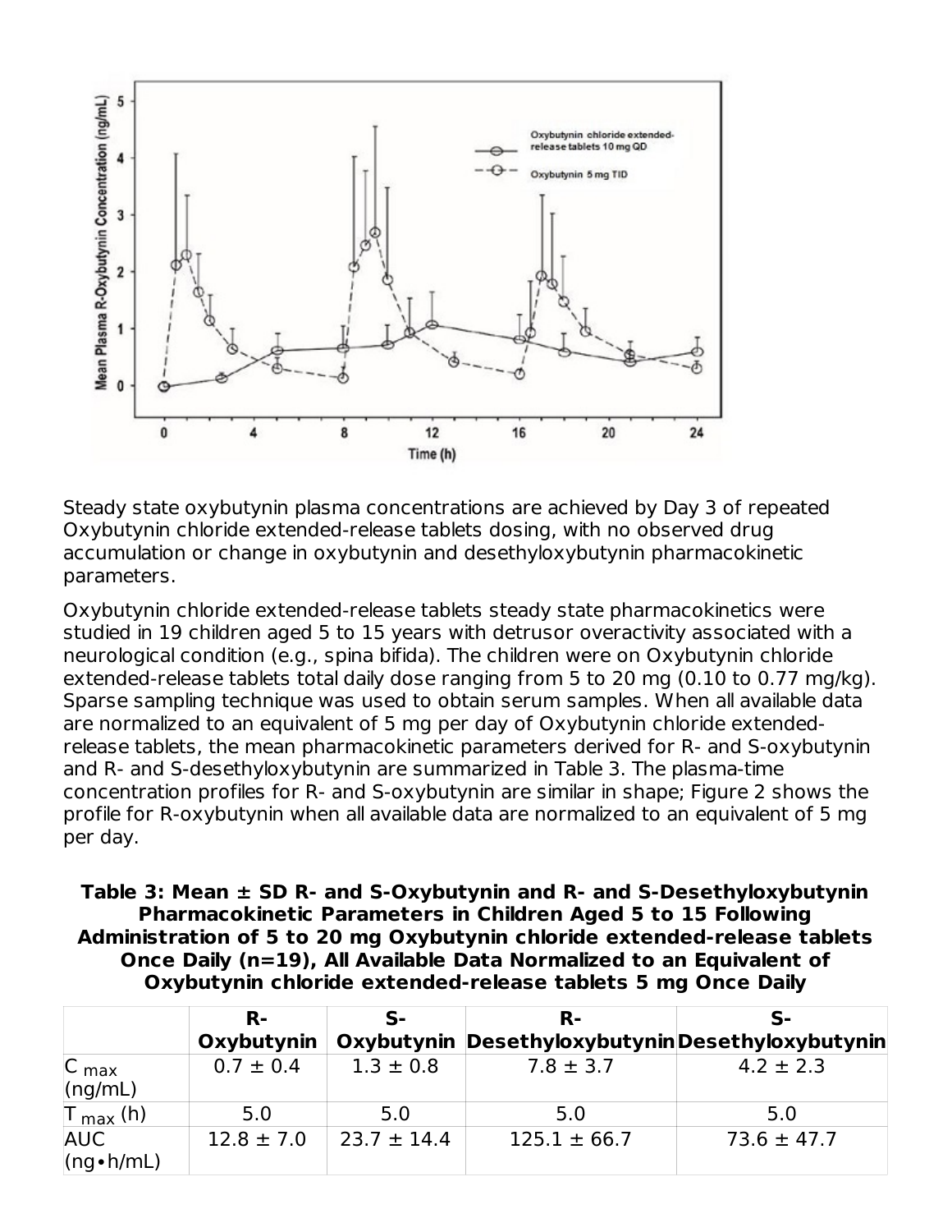Steady state oxybutynin plasma concentrations are achieved by Day 3 of repeated Oxybutynin chloride extended-release tablets dosing, with no observed drug accumulation or change in oxybutynin and desethyloxybutynin pharmacokinetic parameters.

Oxybutynin chloride extended-release tablets steady state pharmacokinetics were studied in 19 children aged 5 to 15 years with detrusor overactivity associated with a neurological condition (e.g., spina bifida). The children were on Oxybutynin chloride extended-release tablets total daily dose ranging from 5 to 20 mg (0.10 to 0.77 mg/kg). Sparse sampling technique was used to obtain serum samples. When all available data are normalized to an equivalent of 5 mg per day of Oxybutynin chloride extended-release tablets, the mean pharmacokinetic parameters derived for R- and S-oxybutynin and R- and S-desethyloxybutynin are summarized in Table 3. The plasma-time concentration profiles for R- and S-oxybutynin are similar in shape; Figure 2 shows the profile for R-oxybutynin when all available data are normalized to an equivalent of 5 mg per day.

**Table 3: Mean ± SD R- and S-Oxybutynin and R- and S-Desethyloxybutynin Pharmacokinetic Parameters in Children Aged 5 to 15 Following Administration of 5 to 20 mg Oxybutynin chloride extended-release tablets Once Daily (n=19), All Available Data Normalized to an Equivalent of Oxybutynin chloride extended-release tablets 5 mg Once Daily**

| | R-Oxybutynin | S-Oxybutynin | R-Desethyloxybutynin | S-Desethyloxybutynin |
|---|---|---|---|---|
| $C_{max}$ (ng/mL) | 0.7 ± 0.4 | 1.3 ± 0.8 | 7.8 ± 3.7 | 4.2 ± 2.3 |
| $T_{max}$ (h) | 5.0 | 5.0 | 5.0 | 5.0 |
| AUC (ng•h/mL) | 12.8 ± 7.0 | 23.7 ± 14.4 | 125.1 ± 66.7 | 73.6 ± 47.7 |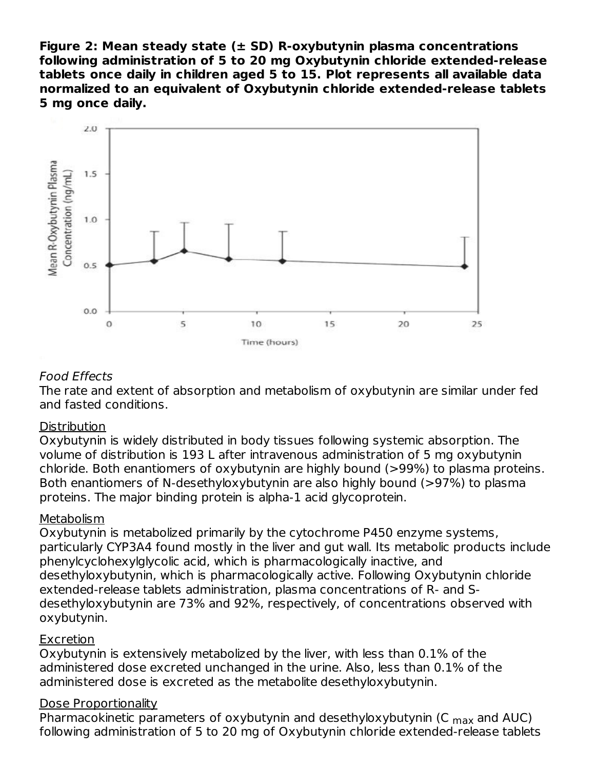**Figure 2: Mean steady state (± SD) R-oxybutynin plasma concentrations following administration of 5 to 20 mg Oxybutynin chloride extended-release tablets once daily in children aged 5 to 15. Plot represents all available data normalized to an equivalent of Oxybutynin chloride extended-release tablets 5 mg once daily.**

*Food Effects*

The rate and extent of absorption and metabolism of oxybutynin are similar under fed and fasted conditions.

Distribution

Oxybutynin is widely distributed in body tissues following systemic absorption. The volume of distribution is 193 L after intravenous administration of 5 mg oxybutynin chloride. Both enantiomers of oxybutynin are highly bound (>99%) to plasma proteins. Both enantiomers of N-desethyloxybutynin are also highly bound (>97%) to plasma proteins. The major binding protein is alpha-1 acid glycoprotein.

Metabolism

Oxybutynin is metabolized primarily by the cytochrome P450 enzyme systems, particularly CYP3A4 found mostly in the liver and gut wall. Its metabolic products include phenylcyclohexylglycolic acid, which is pharmacologically inactive, and desethyloxybutynin, which is pharmacologically active. Following Oxybutynin chloride extended-release tablets administration, plasma concentrations of R- and S-desethyloxybutynin are 73% and 92%, respectively, of concentrations observed with oxybutynin.

Excretion

Oxybutynin is extensively metabolized by the liver, with less than 0.1% of the administered dose excreted unchanged in the urine. Also, less than 0.1% of the administered dose is excreted as the metabolite desethyloxybutynin.

Dose Proportionality

Pharmacokinetic parameters of oxybutynin and desethyloxybutynin ($C_{max}$ and AUC) following administration of 5 to 20 mg of Oxybutynin chloride extended-release tablets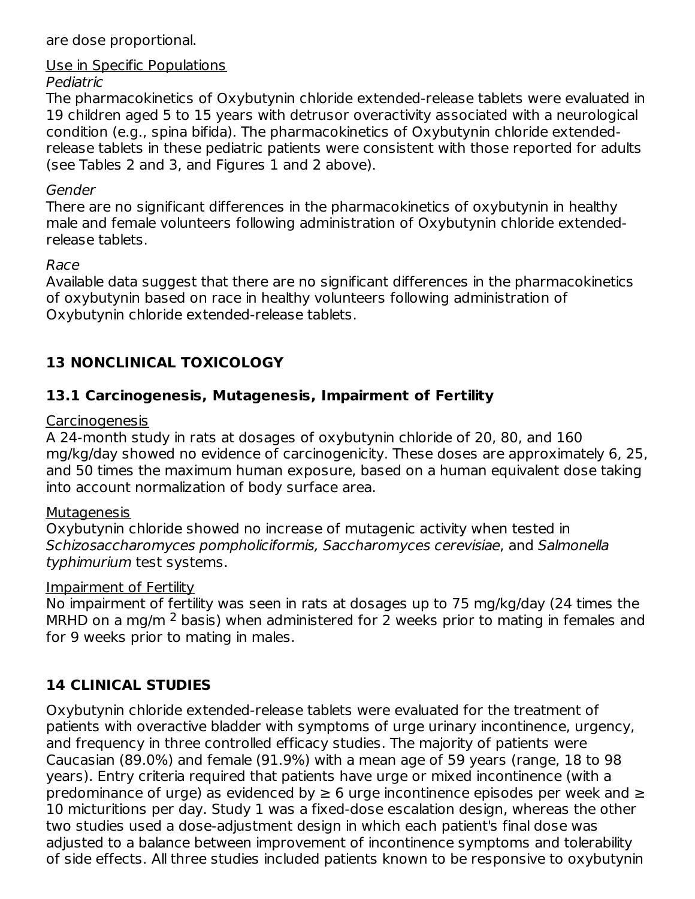are dose proportional.

Use in Specific Populations

*Pediatric*

The pharmacokinetics of Oxybutynin chloride extended-release tablets were evaluated in 19 children aged 5 to 15 years with detrusor overactivity associated with a neurological condition (e.g., spina bifida). The pharmacokinetics of Oxybutynin chloride extended-release tablets in these pediatric patients were consistent with those reported for adults (see Tables 2 and 3, and Figures 1 and 2 above).

*Gender*

There are no significant differences in the pharmacokinetics of oxybutynin in healthy male and female volunteers following administration of Oxybutynin chloride extended-release tablets.

*Race*

Available data suggest that there are no significant differences in the pharmacokinetics of oxybutynin based on race in healthy volunteers following administration of Oxybutynin chloride extended-release tablets.

## 13 NONCLINICAL TOXICOLOGY

### 13.1 Carcinogenesis, Mutagenesis, Impairment of Fertility

Carcinogenesis

A 24-month study in rats at dosages of oxybutynin chloride of 20, 80, and 160 mg/kg/day showed no evidence of carcinogenicity. These doses are approximately 6, 25, and 50 times the maximum human exposure, based on a human equivalent dose taking into account normalization of body surface area.

Mutagenesis

Oxybutynin chloride showed no increase of mutagenic activity when tested in *Schizosaccharomyces pompholiciformis, Saccharomyces cerevisiae*, and *Salmonella typhimurium* test systems.

Impairment of Fertility

No impairment of fertility was seen in rats at dosages up to 75 mg/kg/day (24 times the MRHD on a mg/m$^2$ basis) when administered for 2 weeks prior to mating in females and for 9 weeks prior to mating in males.

## 14 CLINICAL STUDIES

Oxybutynin chloride extended-release tablets were evaluated for the treatment of patients with overactive bladder with symptoms of urge urinary incontinence, urgency, and frequency in three controlled efficacy studies. The majority of patients were Caucasian (89.0%) and female (91.9%) with a mean age of 59 years (range, 18 to 98 years). Entry criteria required that patients have urge or mixed incontinence (with a predominance of urge) as evidenced by ≥ 6 urge incontinence episodes per week and ≥ 10 micturitions per day. Study 1 was a fixed-dose escalation design, whereas the other two studies used a dose-adjustment design in which each patient's final dose was adjusted to a balance between improvement of incontinence symptoms and tolerability of side effects. All three studies included patients known to be responsive to oxybutynin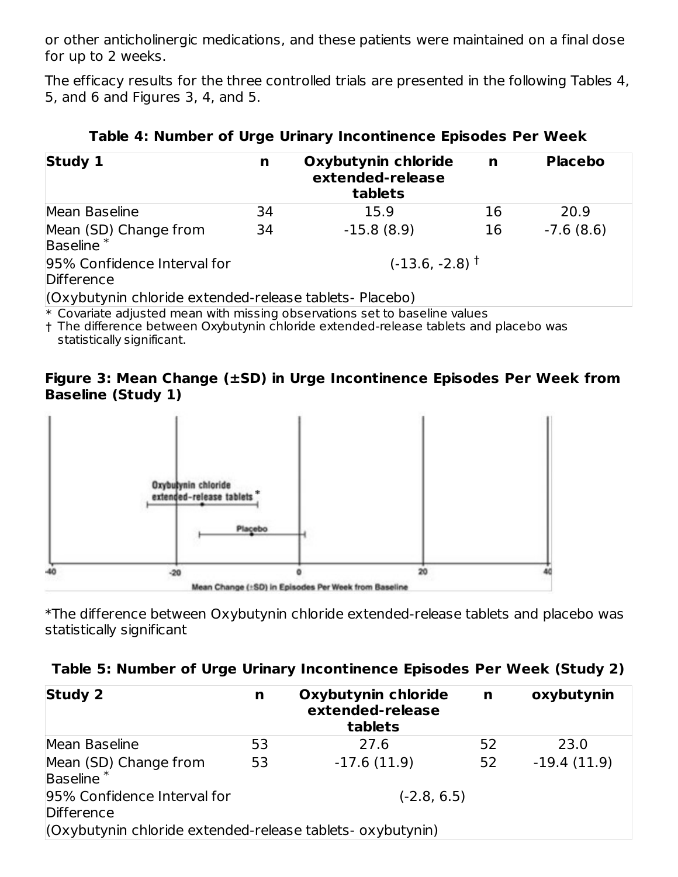or other anticholinergic medications, and these patients were maintained on a final dose for up to 2 weeks.

The efficacy results for the three controlled trials are presented in the following Tables 4, 5, and 6 and Figures 3, 4, and 5.

**Table 4: Number of Urge Urinary Incontinence Episodes Per Week**

| Study 1 | n | Oxybutynin chloride extended-release tablets | n | Placebo |
|---|---|---|---|---|
| Mean Baseline | 34 | 15.9 | 16 | 20.9 |
| Mean (SD) Change from Baseline * | 34 | -15.8 (8.9) | 16 | -7.6 (8.6) |
| 95% Confidence Interval for Difference | | (-13.6, -2.8) † | | |
| (Oxybutynin chloride extended-release tablets- Placebo) | | | | |

\* Covariate adjusted mean with missing observations set to baseline values
† The difference between Oxybutynin chloride extended-release tablets and placebo was statistically significant.

**Figure 3: Mean Change (±SD) in Urge Incontinence Episodes Per Week from Baseline (Study 1)**

*The difference between Oxybutynin chloride extended-release tablets and placebo was statistically significant

**Table 5: Number of Urge Urinary Incontinence Episodes Per Week (Study 2)**

| Study 2 | n | Oxybutynin chloride extended-release tablets | n | oxybutynin |
|---|---|---|---|---|
| Mean Baseline | 53 | 27.6 | 52 | 23.0 |
| Mean (SD) Change from Baseline * | 53 | -17.6 (11.9) | 52 | -19.4 (11.9) |
| 95% Confidence Interval for Difference | | (-2.8, 6.5) | | |
| (Oxybutynin chloride extended-release tablets- oxybutynin) | | | | |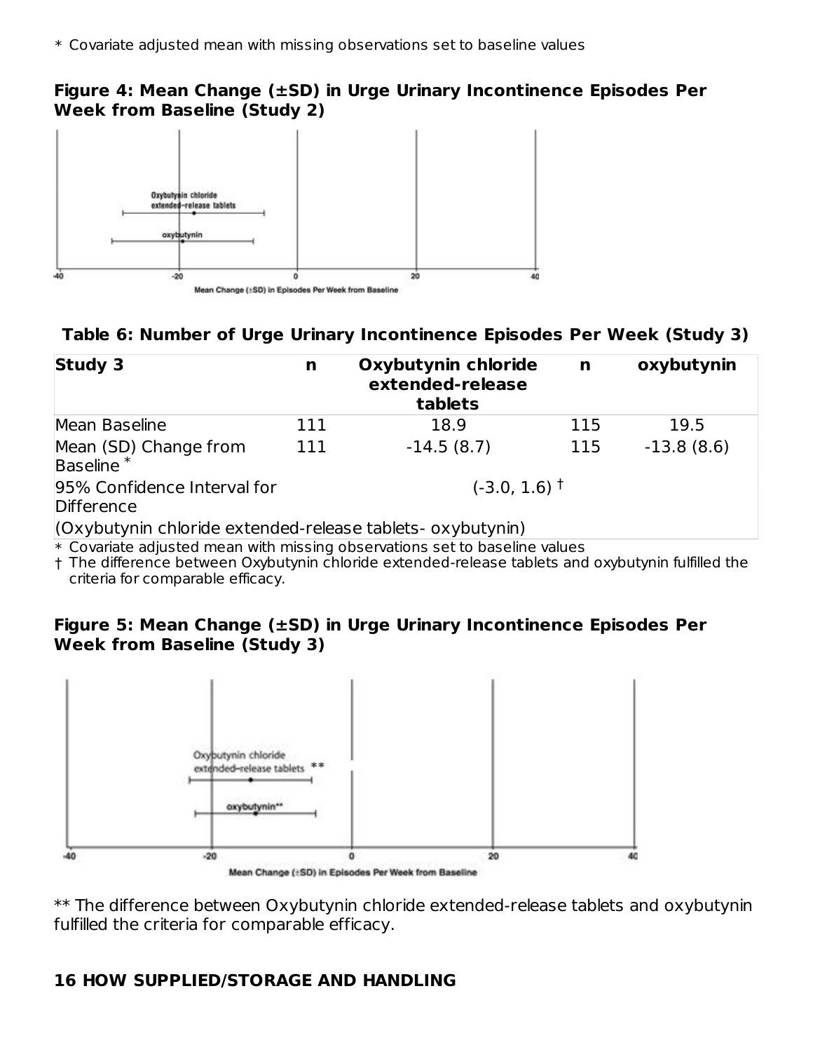\* Covariate adjusted mean with missing observations set to baseline values

**Figure 4: Mean Change (±SD) in Urge Urinary Incontinence Episodes Per Week from Baseline (Study 2)**

**Table 6: Number of Urge Urinary Incontinence Episodes Per Week (Study 3)**

| Study 3 | n | Oxybutynin chloride extended-release tablets | n | oxybutynin |
|---|---|---|---|---|
| Mean Baseline | 111 | 18.9 | 115 | 19.5 |
| Mean (SD) Change from Baseline * | 111 | -14.5 (8.7) | 115 | -13.8 (8.6) |
| 95% Confidence Interval for Difference (Oxybutynin chloride extended-release tablets- oxybutynin) | | (-3.0, 1.6) † | | |

\* Covariate adjusted mean with missing observations set to baseline values

† The difference between Oxybutynin chloride extended-release tablets and oxybutynin fulfilled the criteria for comparable efficacy.

**Figure 5: Mean Change (±SD) in Urge Urinary Incontinence Episodes Per Week from Baseline (Study 3)**

\*\* The difference between Oxybutynin chloride extended-release tablets and oxybutynin fulfilled the criteria for comparable efficacy.

## 16 HOW SUPPLIED/STORAGE AND HANDLING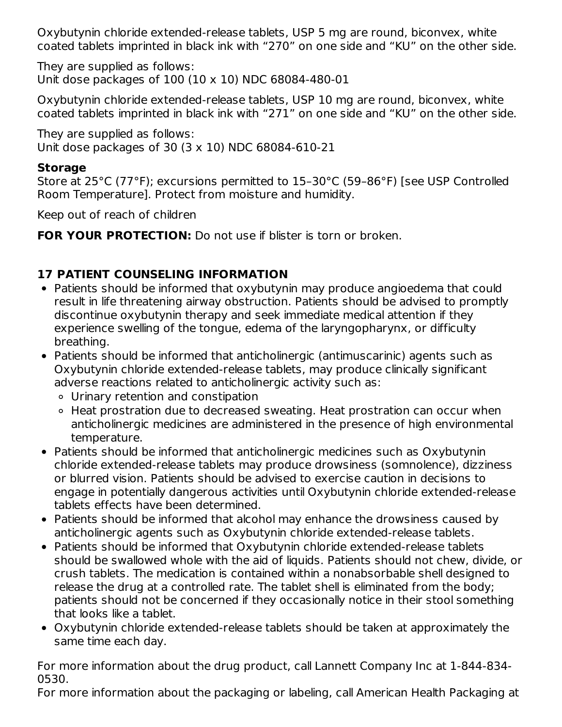Oxybutynin chloride extended-release tablets, USP 5 mg are round, biconvex, white coated tablets imprinted in black ink with “270” on one side and “KU” on the other side.

They are supplied as follows:
Unit dose packages of 100 (10 x 10) NDC 68084-480-01

Oxybutynin chloride extended-release tablets, USP 10 mg are round, biconvex, white coated tablets imprinted in black ink with “271” on one side and “KU” on the other side.

They are supplied as follows:
Unit dose packages of 30 (3 x 10) NDC 68084-610-21

**Storage**
Store at 25°C (77°F); excursions permitted to 15–30°C (59–86°F) [see USP Controlled Room Temperature]. Protect from moisture and humidity.

Keep out of reach of children

**FOR YOUR PROTECTION:** Do not use if blister is torn or broken.

## 17 PATIENT COUNSELING INFORMATION

- Patients should be informed that oxybutynin may produce angioedema that could result in life threatening airway obstruction. Patients should be advised to promptly discontinue oxybutynin therapy and seek immediate medical attention if they experience swelling of the tongue, edema of the laryngopharynx, or difficulty breathing.
- Patients should be informed that anticholinergic (antimuscarinic) agents such as Oxybutynin chloride extended-release tablets, may produce clinically significant adverse reactions related to anticholinergic activity such as:
  - Urinary retention and constipation
  - Heat prostration due to decreased sweating. Heat prostration can occur when anticholinergic medicines are administered in the presence of high environmental temperature.
- Patients should be informed that anticholinergic medicines such as Oxybutynin chloride extended-release tablets may produce drowsiness (somnolence), dizziness or blurred vision. Patients should be advised to exercise caution in decisions to engage in potentially dangerous activities until Oxybutynin chloride extended-release tablets effects have been determined.
- Patients should be informed that alcohol may enhance the drowsiness caused by anticholinergic agents such as Oxybutynin chloride extended-release tablets.
- Patients should be informed that Oxybutynin chloride extended-release tablets should be swallowed whole with the aid of liquids. Patients should not chew, divide, or crush tablets. The medication is contained within a nonabsorbable shell designed to release the drug at a controlled rate. The tablet shell is eliminated from the body; patients should not be concerned if they occasionally notice in their stool something that looks like a tablet.
- Oxybutynin chloride extended-release tablets should be taken at approximately the same time each day.

For more information about the drug product, call Lannett Company Inc at 1-844-834-0530.
For more information about the packaging or labeling, call American Health Packaging at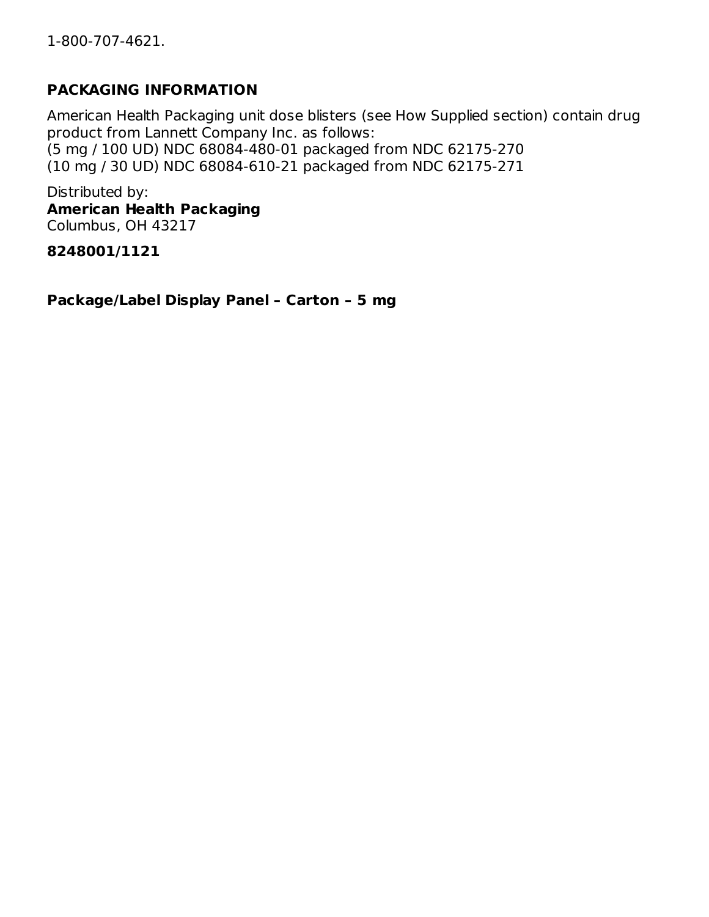1-800-707-4621.

## PACKAGING INFORMATION

American Health Packaging unit dose blisters (see How Supplied section) contain drug product from Lannett Company Inc. as follows:
(5 mg / 100 UD) NDC 68084-480-01 packaged from NDC 62175-270
(10 mg / 30 UD) NDC 68084-610-21 packaged from NDC 62175-271

Distributed by:
**American Health Packaging**
Columbus, OH 43217

**8248001/1121**

## Package/Label Display Panel – Carton – 5 mg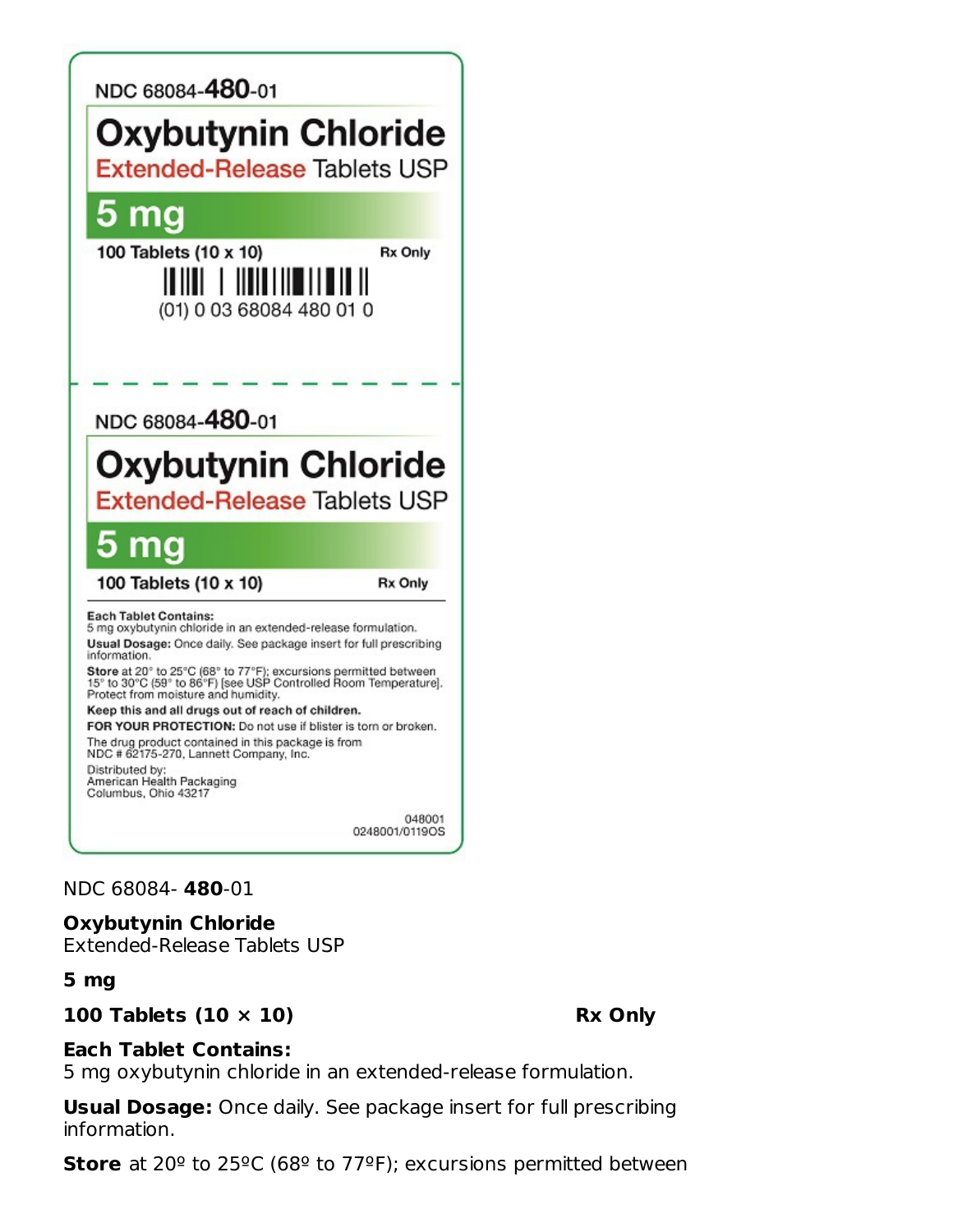NDC 68084-**480**-01

**Oxybutynin Chloride**

Extended-Release Tablets USP

**5 mg**

**100 Tablets (10 x 10)** **Rx Only**

(01) 0 03 68084 480 01 0

NDC 68084-**480**-01

**Oxybutynin Chloride**

Extended-Release Tablets USP

**5 mg**

**100 Tablets (10 x 10)** **Rx Only**

**Each Tablet Contains:**
5 mg oxybutynin chloride in an extended-release formulation.

**Usual Dosage:** Once daily. See package insert for full prescribing information.

**Store** at 20° to 25°C (68° to 77°F); excursions permitted between 15° to 30°C (59° to 86°F) [see USP Controlled Room Temperature]. Protect from moisture and humidity.

**Keep this and all drugs out of reach of children.**

**FOR YOUR PROTECTION:** Do not use if blister is torn or broken.

The drug product contained in this package is from NDC # 62175-270, Lannett Company, Inc.

Distributed by:
American Health Packaging
Columbus, Ohio 43217

048001
0248001/0119OS

NDC 68084- **480**-01

**Oxybutynin Chloride**
Extended-Release Tablets USP

**5 mg**

**100 Tablets (10 × 10)** **Rx Only**

**Each Tablet Contains:**
5 mg oxybutynin chloride in an extended-release formulation.

**Usual Dosage:** Once daily. See package insert for full prescribing information.

**Store** at 20º to 25ºC (68º to 77ºF); excursions permitted between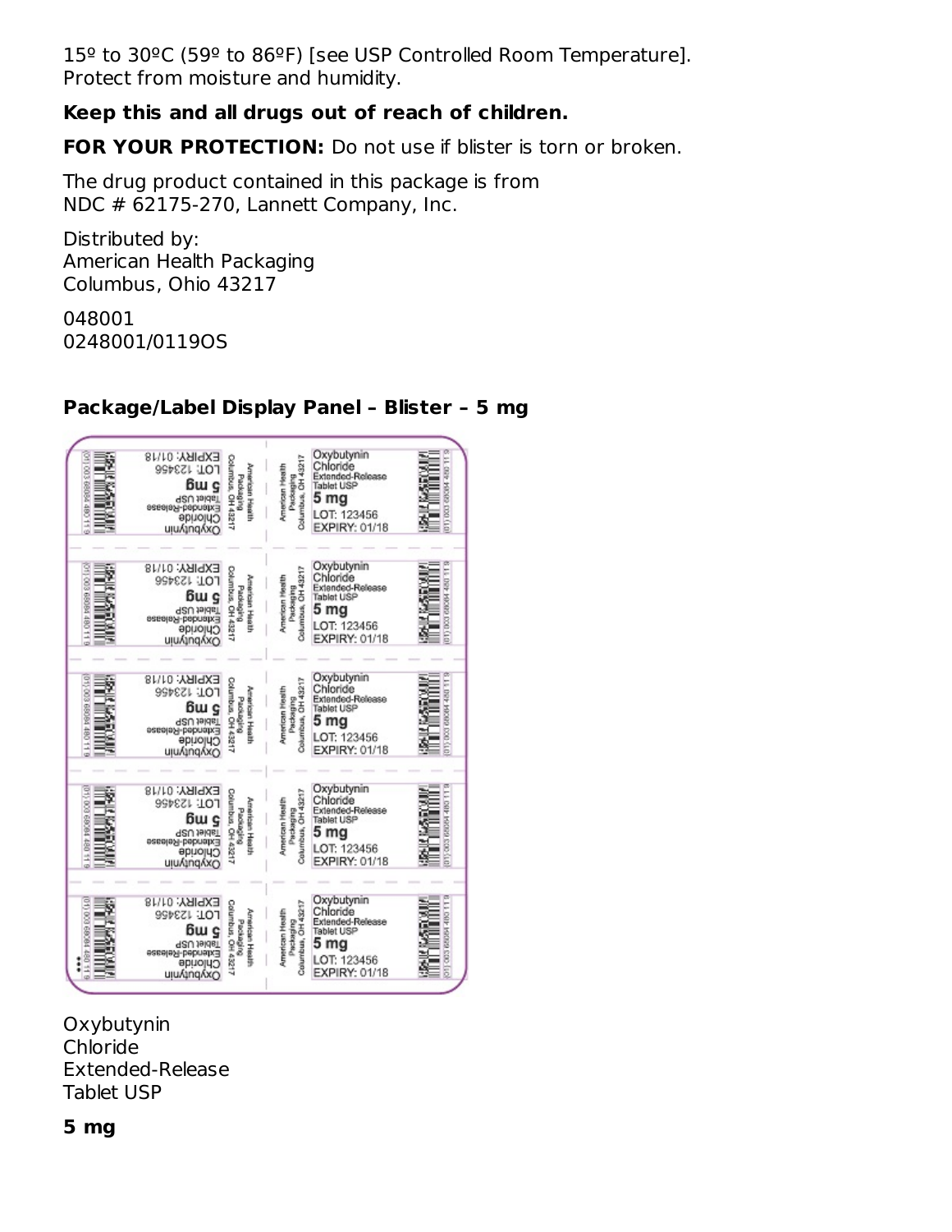15º to 30ºC (59º to 86ºF) [see USP Controlled Room Temperature].
Protect from moisture and humidity.

**Keep this and all drugs out of reach of children.**

**FOR YOUR PROTECTION:** Do not use if blister is torn or broken.

The drug product contained in this package is from
NDC # 62175-270, Lannett Company, Inc.

Distributed by:
American Health Packaging
Columbus, Ohio 43217

048001
0248001/0119OS

**Package/Label Display Panel – Blister – 5 mg**

Oxybutynin
Chloride
Extended-Release
Tablet USP

**5 mg**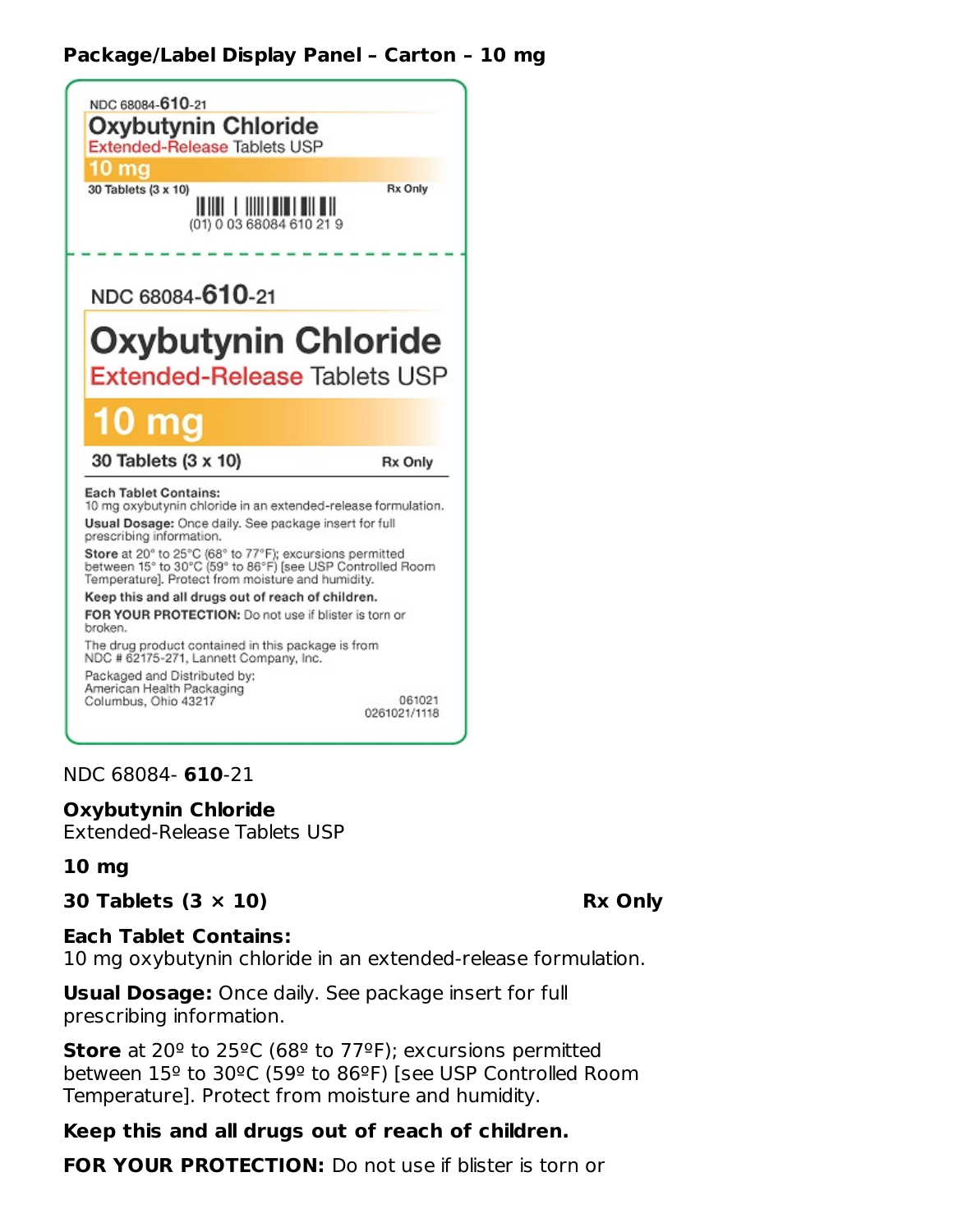## Package/Label Display Panel – Carton – 10 mg

NDC 68084- **610**-21

**Oxybutynin Chloride**
Extended-Release Tablets USP

**10 mg**

**30 Tablets (3 × 10)** **Rx Only**

**Each Tablet Contains:**
10 mg oxybutynin chloride in an extended-release formulation.

**Usual Dosage:** Once daily. See package insert for full prescribing information.

**Store** at 20º to 25ºC (68º to 77ºF); excursions permitted between 15º to 30ºC (59º to 86ºF) [see USP Controlled Room Temperature]. Protect from moisture and humidity.

**Keep this and all drugs out of reach of children.**

**FOR YOUR PROTECTION:** Do not use if blister is torn or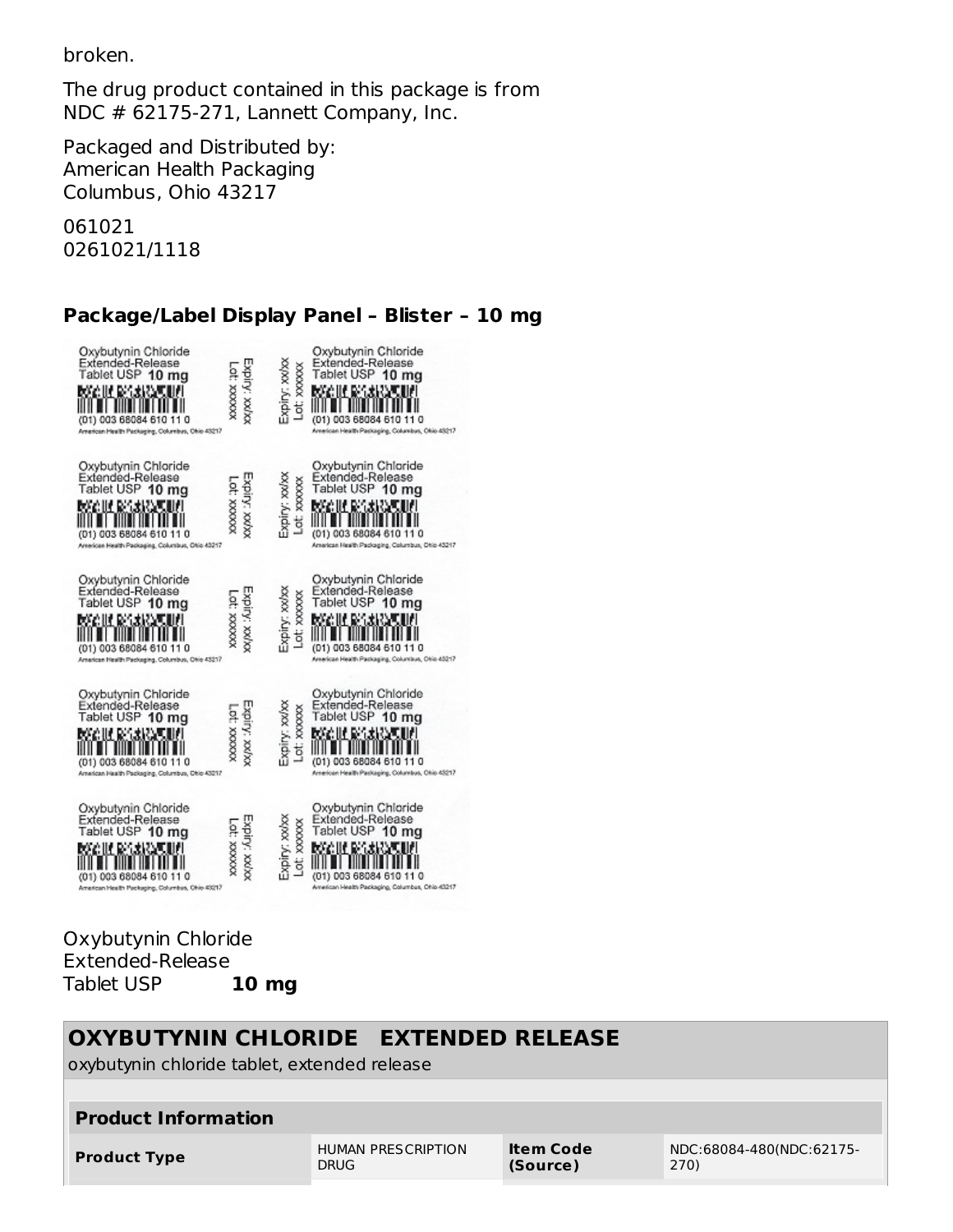broken.

The drug product contained in this package is from NDC # 62175-271, Lannett Company, Inc.

Packaged and Distributed by:
American Health Packaging
Columbus, Ohio 43217

061021
0261021/1118

### Package/Label Display Panel – Blister – 10 mg

Oxybutynin Chloride
Extended-Release
Tablet USP **10 mg**

| **OXYBUTYNIN CHLORIDE EXTENDED RELEASE** | | | |
|---|---|---|---|
| oxybutynin chloride tablet, extended release | | | |
| **Product Information** | | | |
| **Product Type** | HUMAN PRESCRIPTION DRUG | **Item Code (Source)** | NDC:68084-480(NDC:62175-270) |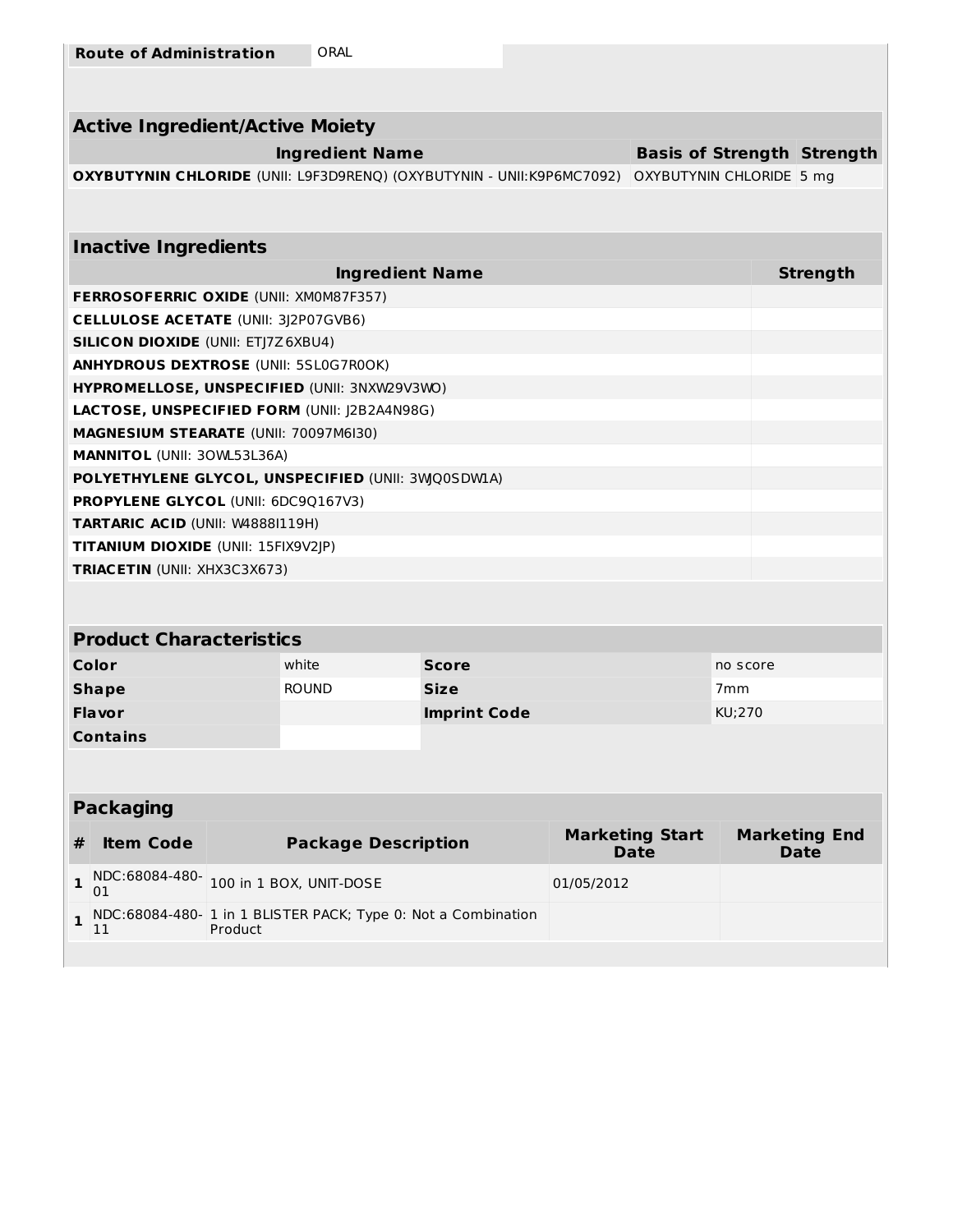| Route of Administration | ORAL |
| --- | --- |

## Active Ingredient/Active Moiety

| Ingredient Name | Basis of Strength | Strength |
| --- | --- | --- |
| **OXYBUTYNIN CHLORIDE** (UNII: L9F3D9RENQ) (OXYBUTYNIN - UNII:K9P6MC7092) | OXYBUTYNIN CHLORIDE | 5 mg |

## Inactive Ingredients

| Ingredient Name | Strength |
| --- | --- |
| **FERROSOFERRIC OXIDE** (UNII: XM0M87F357) | |
| **CELLULOSE ACETATE** (UNII: 3J2P07GVB6) | |
| **SILICON DIOXIDE** (UNII: ETJ7Z6XBU4) | |
| **ANHYDROUS DEXTROSE** (UNII: 5SL0G7R0OK) | |
| **HYPROMELLOSE, UNSPECIFIED** (UNII: 3NXW29V3WO) | |
| **LACTOSE, UNSPECIFIED FORM** (UNII: J2B2A4N98G) | |
| **MAGNESIUM STEARATE** (UNII: 70097M6I30) | |
| **MANNITOL** (UNII: 3OWL53L36A) | |
| **POLYETHYLENE GLYCOL, UNSPECIFIED** (UNII: 3WJQ0SDW1A) | |
| **PROPYLENE GLYCOL** (UNII: 6DC9Q167V3) | |
| **TARTARIC ACID** (UNII: W4888I119H) | |
| **TITANIUM DIOXIDE** (UNII: 15FIX9V2JP) | |
| **TRIACETIN** (UNII: XHX3C3X673) | |

## Product Characteristics

| | | | |
| --- | --- | --- | --- |
| **Color** | white | **Score** | no score |
| **Shape** | ROUND | **Size** | 7mm |
| **Flavor** | | **Imprint Code** | KU;270 |
| **Contains** | | | |

## Packaging

| # | Item Code | Package Description | Marketing Start Date | Marketing End Date |
| --- | --- | --- | --- | --- |
| 1 | NDC:68084-480-01 | 100 in 1 BOX, UNIT-DOSE | 01/05/2012 | |
| 1 | NDC:68084-480-11 | 1 in 1 BLISTER PACK; Type 0: Not a Combination Product | | |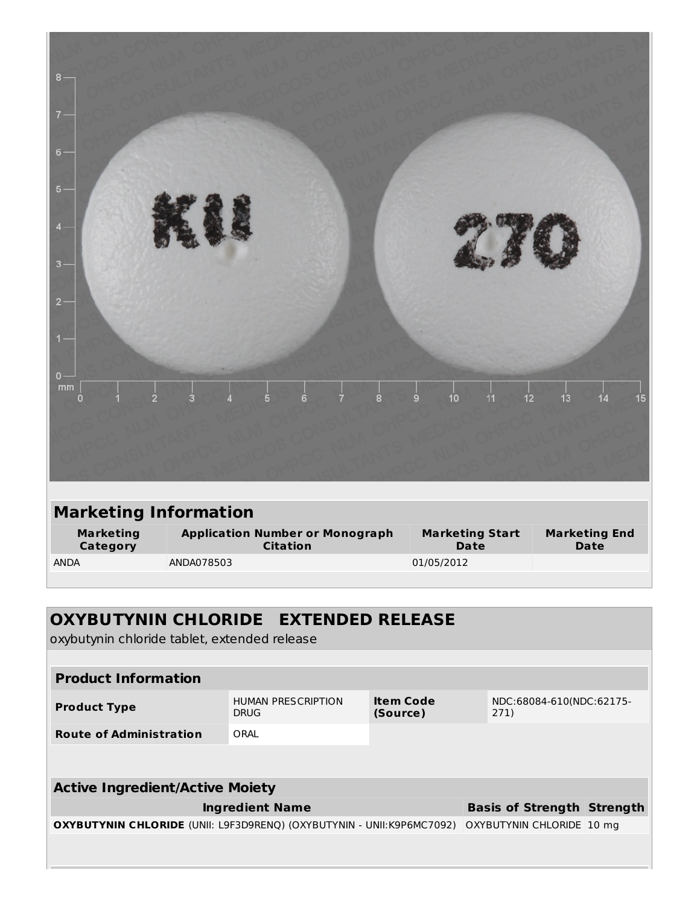## Marketing Information

| Marketing Category | Application Number or Monograph Citation | Marketing Start Date | Marketing End Date |
|---|---|---|---|
| ANDA | ANDA078503 | 01/05/2012 | |

## OXYBUTYNIN CHLORIDE EXTENDED RELEASE

oxybutynin chloride tablet, extended release

| Product Information | | | |
|---|---|---|---|
| Product Type | HUMAN PRESCRIPTION DRUG | Item Code (Source) | NDC:68084-610(NDC:62175-271) |
| Route of Administration | ORAL | | |

| Active Ingredient/Active Moiety | | |
|---|---|---|
| Ingredient Name | Basis of Strength | Strength |
| **OXYBUTYNIN CHLORIDE** (UNII: L9F3D9RENQ) (OXYBUTYNIN - UNII:K9P6MC7092) | OXYBUTYNIN CHLORIDE | 10 mg |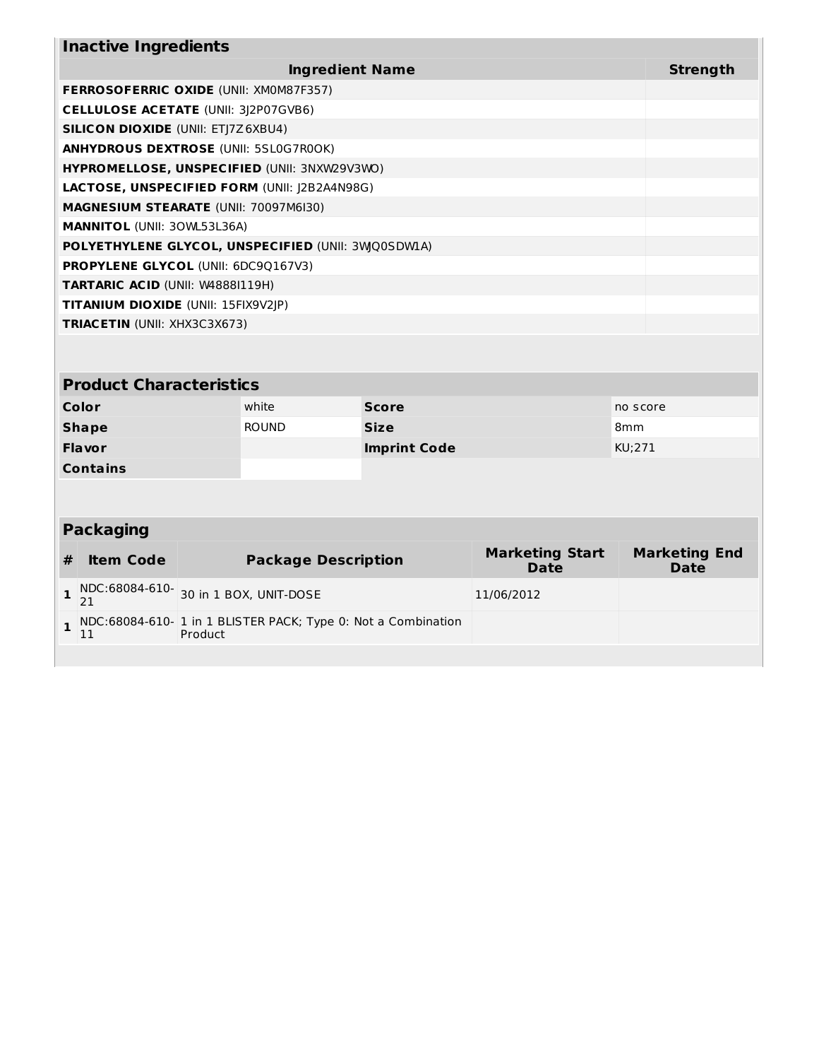## Inactive Ingredients

| Ingredient Name | Strength |
| --- | --- |
| **FERROSOFERRIC OXIDE** (UNII: XM0M87F357) | |
| **CELLULOSE ACETATE** (UNII: 3J2P07GVB6) | |
| **SILICON DIOXIDE** (UNII: ETJ7Z6XBU4) | |
| **ANHYDROUS DEXTROSE** (UNII: 5SL0G7R0OK) | |
| **HYPROMELLOSE, UNSPECIFIED** (UNII: 3NXW29V3WO) | |
| **LACTOSE, UNSPECIFIED FORM** (UNII: J2B2A4N98G) | |
| **MAGNESIUM STEARATE** (UNII: 70097M6I30) | |
| **MANNITOL** (UNII: 3OWL53L36A) | |
| **POLYETHYLENE GLYCOL, UNSPECIFIED** (UNII: 3WJQ0SDW1A) | |
| **PROPYLENE GLYCOL** (UNII: 6DC9Q167V3) | |
| **TARTARIC ACID** (UNII: W4888I119H) | |
| **TITANIUM DIOXIDE** (UNII: 15FIX9V2JP) | |
| **TRIACETIN** (UNII: XHX3C3X673) | |

## Product Characteristics

| | | | |
| --- | --- | --- | --- |
| **Color** | white | **Score** | no score |
| **Shape** | ROUND | **Size** | 8mm |
| **Flavor** | | **Imprint Code** | KU;271 |
| **Contains** | | | |

## Packaging

| # | Item Code | Package Description | Marketing Start Date | Marketing End Date |
| --- | --- | --- | --- | --- |
| 1 | NDC:68084-610-21 | 30 in 1 BOX, UNIT-DOSE | 11/06/2012 | |
| 1 | NDC:68084-610-11 | 1 in 1 BLISTER PACK; Type 0: Not a Combination Product | | |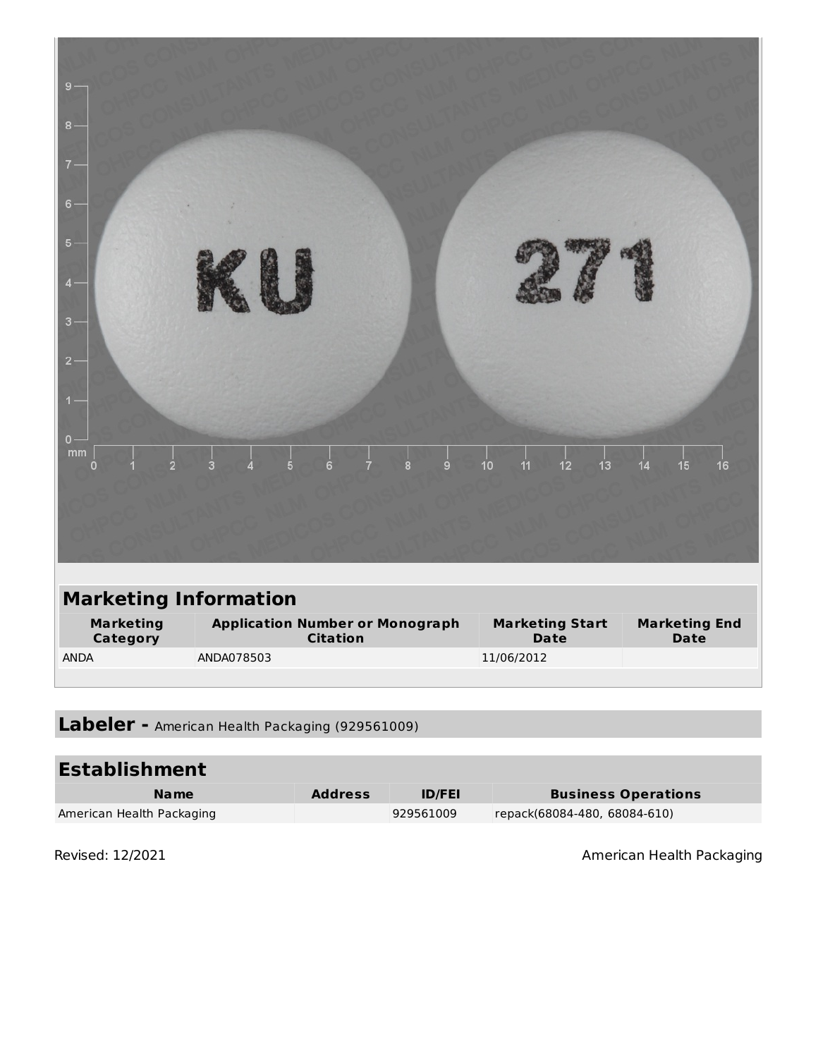## Marketing Information

| Marketing Category | Application Number or Monograph Citation | Marketing Start Date | Marketing End Date |
|---|---|---|---|
| ANDA | ANDA078503 | 11/06/2012 | |

## Labeler - American Health Packaging (929561009)

## Establishment

| Name | Address | ID/FEI | Business Operations |
|---|---|---|---|
| American Health Packaging | | 929561009 | repack(68084-480, 68084-610) |

Revised: 12/2021

American Health Packaging